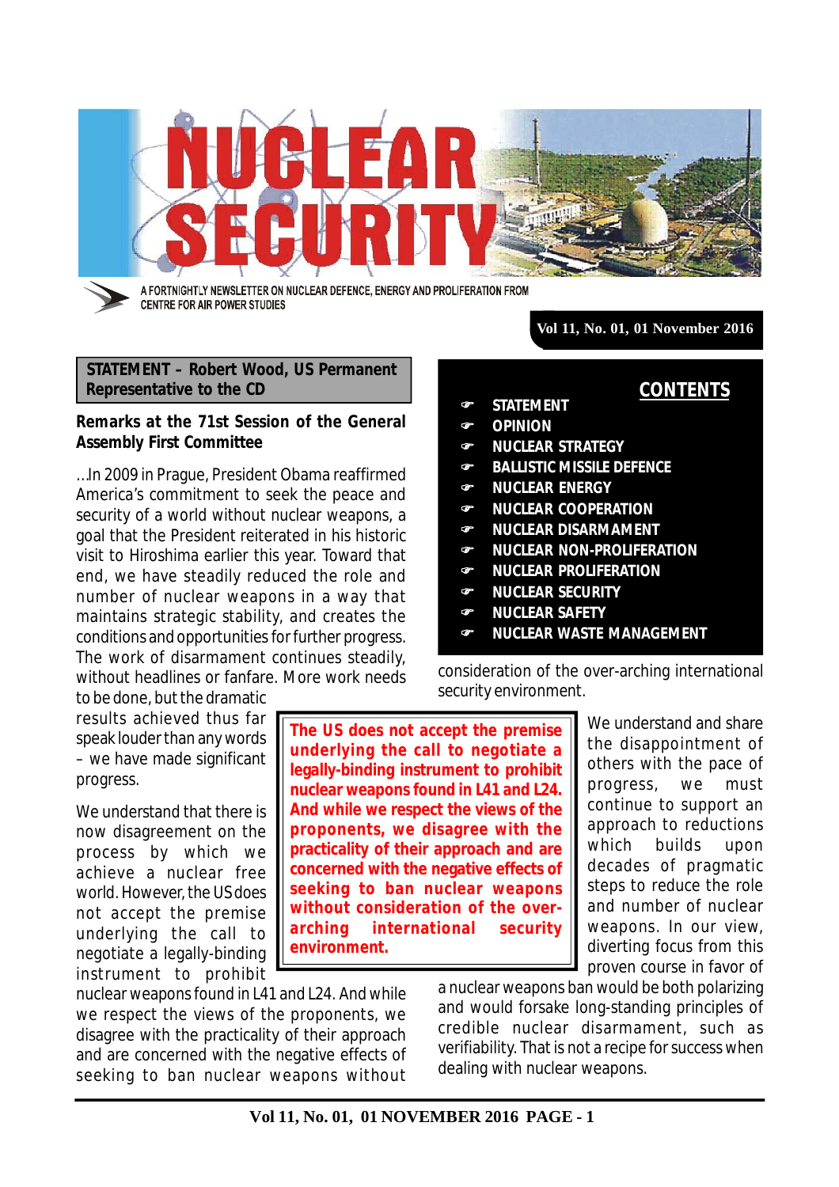# NUCLEAR SECURITY

A FORTNIGHTLY NEWSLETTER ON NUCLEAR DEFENCE, ENERGY AND PROLIFERATION FROM CENTRE FOR AIR POWER STUDIES

Vol 11, No. 01, 01 November 2016

## CONTENTS

- STATEMENT
- OPINION
- NUCLEAR STRATEGY
- BALLISTIC MISSILE DEFENCE
- NUCLEAR ENERGY
- NUCLEAR COOPERATION
- NUCLEAR DISARMAMENT
- NUCLEAR NON-PROLIFERATION
- NUCLEAR PROLIFERATION
- NUCLEAR SECURITY
- NUCLEAR SAFETY
- NUCLEAR WASTE MANAGEMENT

## STATEMENT – Robert Wood, US Permanent Representative to the CD

### Remarks at the 71st Session of the General Assembly First Committee

...In 2009 in Prague, President Obama reaffirmed America's commitment to seek the peace and security of a world without nuclear weapons, a goal that the President reiterated in his historic visit to Hiroshima earlier this year. Toward that end, we have steadily reduced the role and number of nuclear weapons in a way that maintains strategic stability, and creates the conditions and opportunities for further progress. The work of disarmament continues steadily, without headlines or fanfare. More work needs to be done, but the dramatic results achieved thus far speak louder than any words – we have made significant progress.

We understand that there is now disagreement on the process by which we achieve a nuclear free world. However, the US does not accept the premise underlying the call to negotiate a legally-binding instrument to prohibit nuclear weapons found in L41 and L24. And while we respect the views of the proponents, we disagree with the practicality of their approach and are concerned with the negative effects of seeking to ban nuclear weapons without consideration of the over-arching international security environment.

> **The US does not accept the premise underlying the call to negotiate a legally-binding instrument to prohibit nuclear weapons found in L41 and L24. And while we respect the views of the proponents, we disagree with the practicality of their approach and are concerned with the negative effects of seeking to ban nuclear weapons without consideration of the over-arching international security environment.**

We understand and share the disappointment of others with the pace of progress, we must continue to support an approach to reductions which builds upon decades of pragmatic steps to reduce the role and number of nuclear weapons. In our view, diverting focus from this proven course in favor of a nuclear weapons ban would be both polarizing and would forsake long-standing principles of credible nuclear disarmament, such as verifiability. That is not a recipe for success when dealing with nuclear weapons.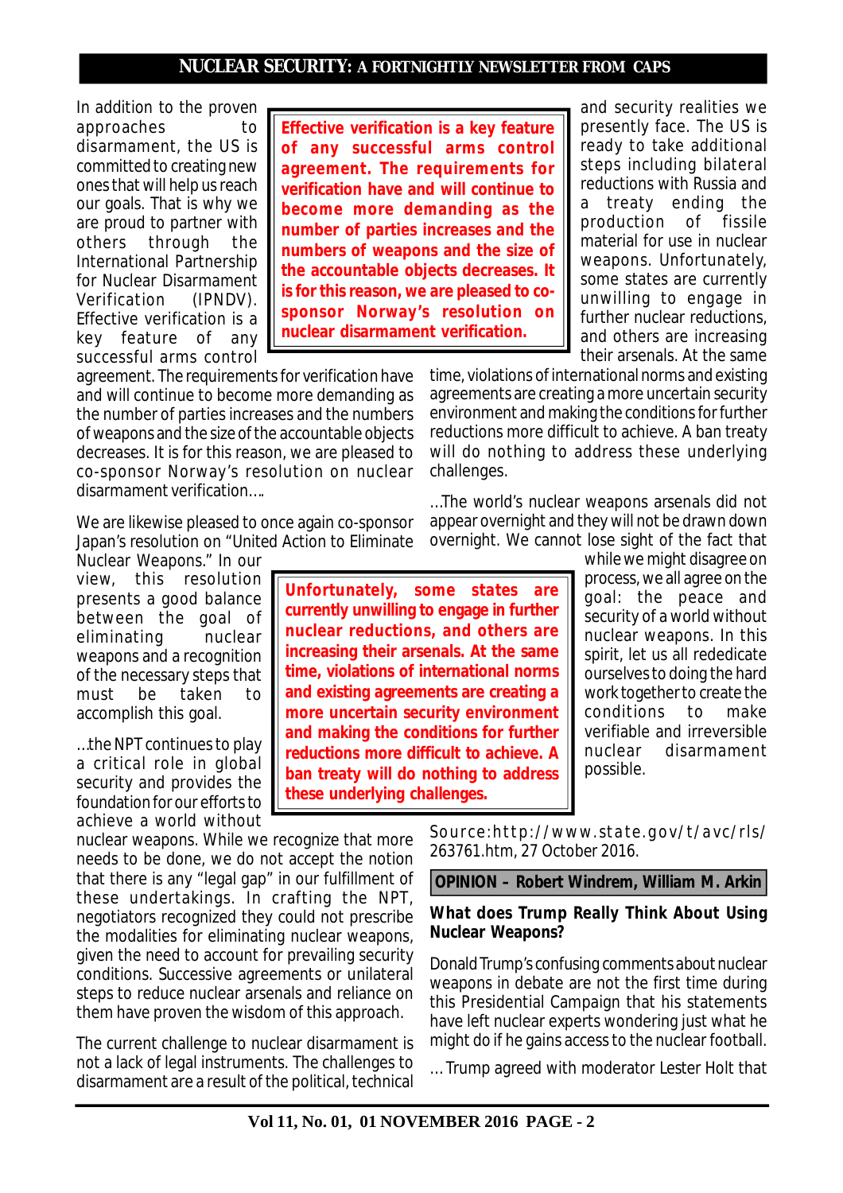In addition to the proven approaches to disarmament, the US is committed to creating new ones that will help us reach our goals. That is why we are proud to partner with others through the International Partnership for Nuclear Disarmament Verification (IPNDV). Effective verification is a key feature of any successful arms control agreement. The requirements for verification have and will continue to become more demanding as the number of parties increases and the numbers of weapons and the size of the accountable objects decreases. It is for this reason, we are pleased to co-sponsor Norway's resolution on nuclear disarmament verification….

> **Effective verification is a key feature of any successful arms control agreement. The requirements for verification have and will continue to become more demanding as the number of parties increases and the numbers of weapons and the size of the accountable objects decreases. It is for this reason, we are pleased to co-sponsor Norway's resolution on nuclear disarmament verification.**

We are likewise pleased to once again co-sponsor Japan's resolution on "United Action to Eliminate Nuclear Weapons." In our view, this resolution presents a good balance between the goal of eliminating nuclear weapons and a recognition of the necessary steps that must be taken to accomplish this goal.

…the NPT continues to play a critical role in global security and provides the foundation for our efforts to achieve a world without nuclear weapons. While we recognize that more needs to be done, we do not accept the notion that there is any "legal gap" in our fulfillment of these undertakings. In crafting the NPT, negotiators recognized they could not prescribe the modalities for eliminating nuclear weapons, given the need to account for prevailing security conditions. Successive agreements or unilateral steps to reduce nuclear arsenals and reliance on them have proven the wisdom of this approach.

The current challenge to nuclear disarmament is not a lack of legal instruments. The challenges to disarmament are a result of the political, technical and security realities we presently face. The US is ready to take additional steps including bilateral reductions with Russia and a treaty ending the production of fissile material for use in nuclear weapons. Unfortunately, some states are currently unwilling to engage in further nuclear reductions, and others are increasing their arsenals. At the same time, violations of international norms and existing agreements are creating a more uncertain security environment and making the conditions for further reductions more difficult to achieve. A ban treaty will do nothing to address these underlying challenges.

…The world's nuclear weapons arsenals did not appear overnight and they will not be drawn down overnight. We cannot lose sight of the fact that while we might disagree on process, we all agree on the goal: the peace and security of a world without nuclear weapons. In this spirit, let us all rededicate ourselves to doing the hard work together to create the conditions to make verifiable and irreversible nuclear disarmament possible.

> **Unfortunately, some states are currently unwilling to engage in further nuclear reductions, and others are increasing their arsenals. At the same time, violations of international norms and existing agreements are creating a more uncertain security environment and making the conditions for further reductions more difficult to achieve. A ban treaty will do nothing to address these underlying challenges.**

Source:http://www.state.gov/t/avc/rls/263761.htm, 27 October 2016.

## OPINION – Robert Windrem, William M. Arkin

### What does Trump Really Think About Using Nuclear Weapons?

Donald Trump's confusing comments about nuclear weapons in debate are not the first time during this Presidential Campaign that his statements have left nuclear experts wondering just what he might do if he gains access to the nuclear football.

… Trump agreed with moderator Lester Holt that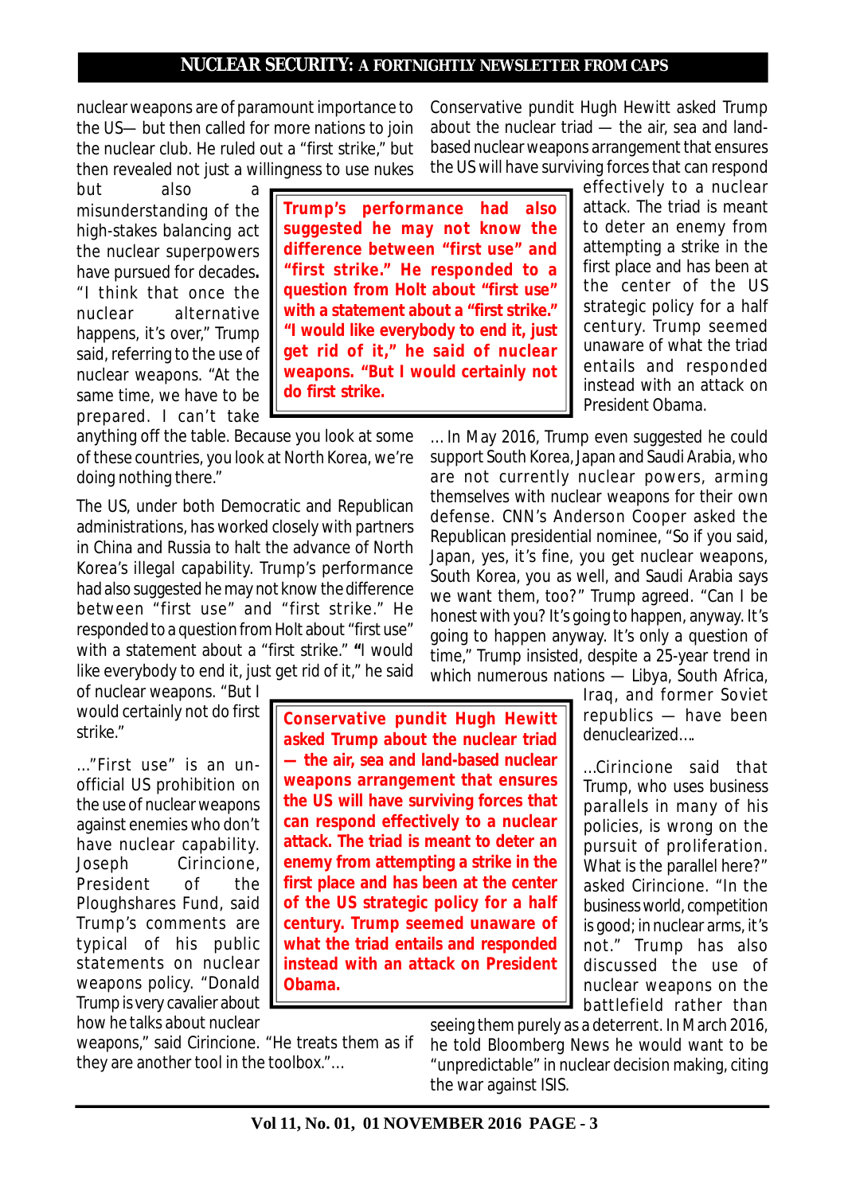nuclear weapons are of paramount importance to the US— but then called for more nations to join the nuclear club. He ruled out a "first strike," but then revealed not just a willingness to use nukes but also a misunderstanding of the high-stakes balancing act the nuclear superpowers have pursued for decades. "I think that once the nuclear alternative happens, it's over," Trump said, referring to the use of nuclear weapons. "At the same time, we have to be prepared. I can't take anything off the table. Because you look at some of these countries, you look at North Korea, we're doing nothing there."

**Trump's performance had also suggested he may not know the difference between "first use" and "first strike." He responded to a question from Holt about "first use" with a statement about a "first strike." "I would like everybody to end it, just get rid of it," he said of nuclear weapons. "But I would certainly not do first strike.**

The US, under both Democratic and Republican administrations, has worked closely with partners in China and Russia to halt the advance of North Korea's illegal capability. Trump's performance had also suggested he may not know the difference between "first use" and "first strike." He responded to a question from Holt about "first use" with a statement about a "first strike." "I would like everybody to end it, just get rid of it," he said of nuclear weapons. "But I would certainly not do first strike."

..."First use" is an unofficial US prohibition on the use of nuclear weapons against enemies who don't have nuclear capability. Joseph Cirincione, President of the Ploughshares Fund, said Trump's comments are typical of his public statements on nuclear weapons policy. "Donald Trump is very cavalier about how he talks about nuclear weapons," said Cirincione. "He treats them as if they are another tool in the toolbox."...

Conservative pundit Hugh Hewitt asked Trump about the nuclear triad — the air, sea and land-based nuclear weapons arrangement that ensures the US will have surviving forces that can respond effectively to a nuclear attack. The triad is meant to deter an enemy from attempting a strike in the first place and has been at the center of the US strategic policy for a half century. Trump seemed unaware of what the triad entails and responded instead with an attack on President Obama.

... In May 2016, Trump even suggested he could support South Korea, Japan and Saudi Arabia, who are not currently nuclear powers, arming themselves with nuclear weapons for their own defense. CNN's Anderson Cooper asked the Republican presidential nominee, "So if you said, Japan, yes, it's fine, you get nuclear weapons, South Korea, you as well, and Saudi Arabia says we want them, too?" Trump agreed. "Can I be honest with you? It's going to happen, anyway. It's going to happen anyway. It's only a question of time," Trump insisted, despite a 25-year trend in which numerous nations — Libya, South Africa, Iraq, and former Soviet republics — have been denuclearized....

**Conservative pundit Hugh Hewitt asked Trump about the nuclear triad — the air, sea and land-based nuclear weapons arrangement that ensures the US will have surviving forces that can respond effectively to a nuclear attack. The triad is meant to deter an enemy from attempting a strike in the first place and has been at the center of the US strategic policy for a half century. Trump seemed unaware of what the triad entails and responded instead with an attack on President Obama.**

...Cirincione said that Trump, who uses business parallels in many of his policies, is wrong on the pursuit of proliferation. What is the parallel here?" asked Cirincione. "In the business world, competition is good; in nuclear arms, it's not." Trump has also discussed the use of nuclear weapons on the battlefield rather than seeing them purely as a deterrent. In March 2016, he told Bloomberg News he would want to be "unpredictable" in nuclear decision making, citing the war against ISIS.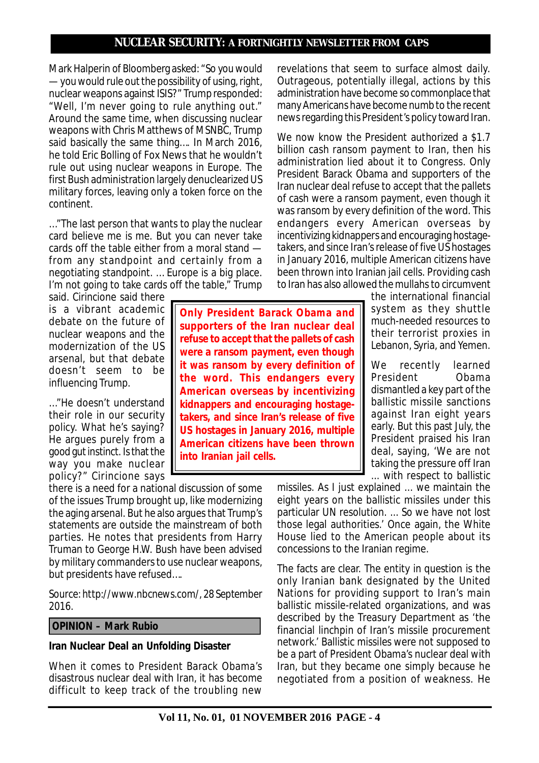Mark Halperin of Bloomberg asked: "So you would — you would rule out the possibility of using, right, nuclear weapons against ISIS?" Trump responded: "Well, I'm never going to rule anything out." Around the same time, when discussing nuclear weapons with Chris Matthews of MSNBC, Trump said basically the same thing.... In March 2016, he told Eric Bolling of Fox News that he wouldn't rule out using nuclear weapons in Europe. The first Bush administration largely denuclearized US military forces, leaving only a token force on the continent.

..."The last person that wants to play the nuclear card believe me is me. But you can never take cards off the table either from a moral stand — from any standpoint and certainly from a negotiating standpoint. ... Europe is a big place. I'm not going to take cards off the table," Trump said. Cirincione said there is a vibrant academic debate on the future of nuclear weapons and the modernization of the US arsenal, but that debate doesn't seem to be influencing Trump.

..."He doesn't understand their role in our security policy. What he's saying? He argues purely from a good gut instinct. Is that the way you make nuclear policy?" Cirincione says there is a need for a national discussion of some of the issues Trump brought up, like modernizing the aging arsenal. But he also argues that Trump's statements are outside the mainstream of both parties. He notes that presidents from Harry Truman to George H.W. Bush have been advised by military commanders to use nuclear weapons, but presidents have refused....

Source: http://www.nbcnews.com/, 28 September 2016.

## OPINION – Mark Rubio

### Iran Nuclear Deal an Unfolding Disaster

When it comes to President Barack Obama's disastrous nuclear deal with Iran, it has become difficult to keep track of the troubling new revelations that seem to surface almost daily. Outrageous, potentially illegal, actions by this administration have become so commonplace that many Americans have become numb to the recent news regarding this President's policy toward Iran.

We now know the President authorized a $1.7 billion cash ransom payment to Iran, then his administration lied about it to Congress. Only President Barack Obama and supporters of the Iran nuclear deal refuse to accept that the pallets of cash were a ransom payment, even though it was ransom by every definition of the word. This endangers every American overseas by incentivizing kidnappers and encouraging hostage-takers, and since Iran's release of five US hostages in January 2016, multiple American citizens have been thrown into Iranian jail cells. Providing cash to Iran has also allowed the mullahs to circumvent the international financial system as they shuttle much-needed resources to their terrorist proxies in Lebanon, Syria, and Yemen.

**Only President Barack Obama and supporters of the Iran nuclear deal refuse to accept that the pallets of cash were a ransom payment, even though it was ransom by every definition of the word. This endangers every American overseas by incentivizing kidnappers and encouraging hostage-takers, and since Iran's release of five US hostages in January 2016, multiple American citizens have been thrown into Iranian jail cells.**

We recently learned President Obama dismantled a key part of the ballistic missile sanctions against Iran eight years early. But this past July, the President praised his Iran deal, saying, 'We are not taking the pressure off Iran ... with respect to ballistic missiles. As I just explained ... we maintain the eight years on the ballistic missiles under this particular UN resolution. ... So we have not lost those legal authorities.' Once again, the White House lied to the American people about its concessions to the Iranian regime.

The facts are clear. The entity in question is the only Iranian bank designated by the United Nations for providing support to Iran's main ballistic missile-related organizations, and was described by the Treasury Department as 'the financial linchpin of Iran's missile procurement network.' Ballistic missiles were not supposed to be a part of President Obama's nuclear deal with Iran, but they became one simply because he negotiated from a position of weakness. He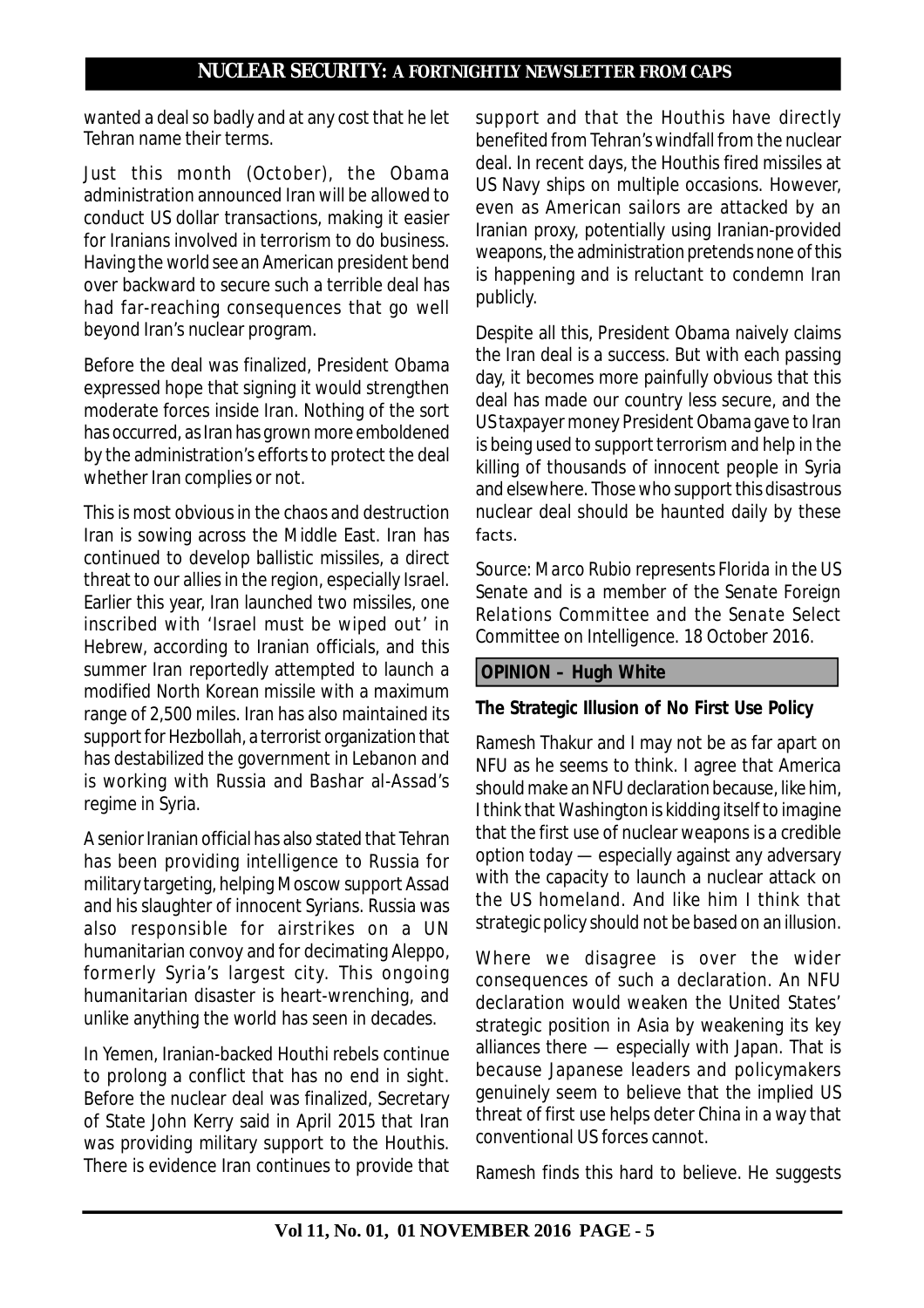wanted a deal so badly and at any cost that he let Tehran name their terms.

Just this month (October), the Obama administration announced Iran will be allowed to conduct US dollar transactions, making it easier for Iranians involved in terrorism to do business. Having the world see an American president bend over backward to secure such a terrible deal has had far-reaching consequences that go well beyond Iran's nuclear program.

Before the deal was finalized, President Obama expressed hope that signing it would strengthen moderate forces inside Iran. Nothing of the sort has occurred, as Iran has grown more emboldened by the administration's efforts to protect the deal whether Iran complies or not.

This is most obvious in the chaos and destruction Iran is sowing across the Middle East. Iran has continued to develop ballistic missiles, a direct threat to our allies in the region, especially Israel. Earlier this year, Iran launched two missiles, one inscribed with 'Israel must be wiped out' in Hebrew, according to Iranian officials, and this summer Iran reportedly attempted to launch a modified North Korean missile with a maximum range of 2,500 miles. Iran has also maintained its support for Hezbollah, a terrorist organization that has destabilized the government in Lebanon and is working with Russia and Bashar al-Assad's regime in Syria.

A senior Iranian official has also stated that Tehran has been providing intelligence to Russia for military targeting, helping Moscow support Assad and his slaughter of innocent Syrians. Russia was also responsible for airstrikes on a UN humanitarian convoy and for decimating Aleppo, formerly Syria's largest city. This ongoing humanitarian disaster is heart-wrenching, and unlike anything the world has seen in decades.

In Yemen, Iranian-backed Houthi rebels continue to prolong a conflict that has no end in sight. Before the nuclear deal was finalized, Secretary of State John Kerry said in April 2015 that Iran was providing military support to the Houthis. There is evidence Iran continues to provide that support and that the Houthis have directly benefited from Tehran's windfall from the nuclear deal. In recent days, the Houthis fired missiles at US Navy ships on multiple occasions. However, even as American sailors are attacked by an Iranian proxy, potentially using Iranian-provided weapons, the administration pretends none of this is happening and is reluctant to condemn Iran publicly.

Despite all this, President Obama naively claims the Iran deal is a success. But with each passing day, it becomes more painfully obvious that this deal has made our country less secure, and the US taxpayer money President Obama gave to Iran is being used to support terrorism and help in the killing of thousands of innocent people in Syria and elsewhere. Those who support this disastrous nuclear deal should be haunted daily by these facts.

Source: *Marco Rubio represents Florida in the US Senate and is a member of the Senate Foreign Relations Committee and the Senate Select Committee on Intelligence. 18 October 2016.*

**OPINION – Hugh White**

**The Strategic Illusion of No First Use Policy**

Ramesh Thakur and I may not be as far apart on NFU as he seems to think. I agree that America should make an NFU declaration because, like him, I think that Washington is kidding itself to imagine that the first use of nuclear weapons is a credible option today — especially against any adversary with the capacity to launch a nuclear attack on the US homeland. And like him I think that strategic policy should not be based on an illusion.

Where we disagree is over the wider consequences of such a declaration. An NFU declaration would weaken the United States' strategic position in Asia by weakening its key alliances there — especially with Japan. That is because Japanese leaders and policymakers genuinely seem to believe that the implied US threat of first use helps deter China in a way that conventional US forces cannot.

Ramesh finds this hard to believe. He suggests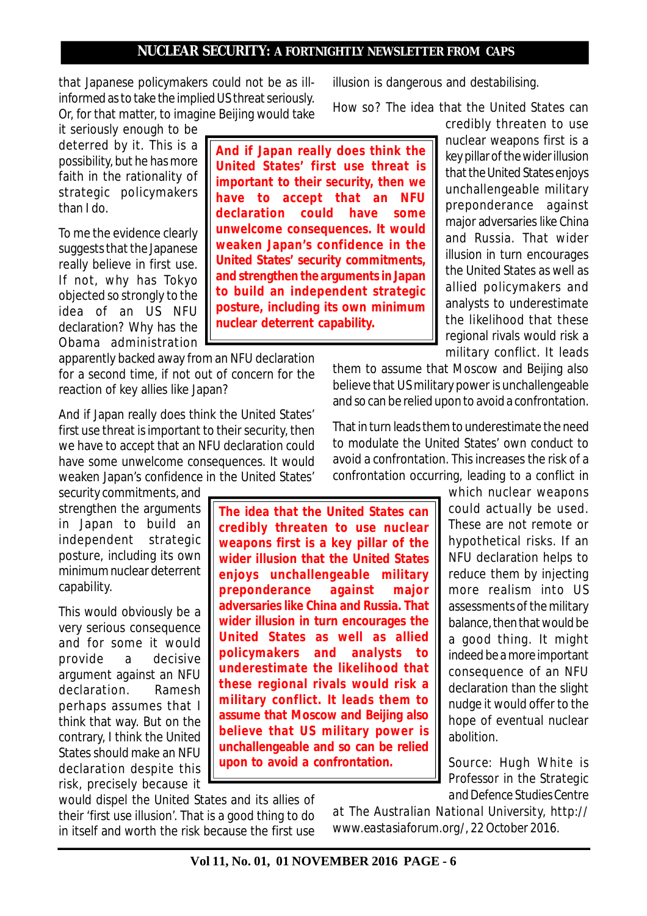that Japanese policymakers could not be as ill-informed as to take the implied US threat seriously. Or, for that matter, to imagine Beijing would take it seriously enough to be deterred by it. This is a possibility, but he has more faith in the rationality of strategic policymakers than I do.

To me the evidence clearly suggests that the Japanese really believe in first use. If not, why has Tokyo objected so strongly to the idea of an US NFU declaration? Why has the Obama administration apparently backed away from an NFU declaration for a second time, if not out of concern for the reaction of key allies like Japan?

And if Japan really does think the United States' first use threat is important to their security, then we have to accept that an NFU declaration could have some unwelcome consequences. It would weaken Japan's confidence in the United States' security commitments, and strengthen the arguments in Japan to build an independent strategic posture, including its own minimum nuclear deterrent capability.

This would obviously be a very serious consequence and for some it would provide a decisive argument against an NFU declaration. Ramesh perhaps assumes that I think that way. But on the contrary, I think the United States should make an NFU declaration despite this risk, precisely because it would dispel the United States and its allies of their 'first use illusion'. That is a good thing to do in itself and worth the risk because the first use illusion is dangerous and destabilising.

How so? The idea that the United States can credibly threaten to use nuclear weapons first is a key pillar of the wider illusion that the United States enjoys unchallengeable military preponderance against major adversaries like China and Russia. That wider illusion in turn encourages the United States as well as allied policymakers and analysts to underestimate the likelihood that these regional rivals would risk a military conflict. It leads them to assume that Moscow and Beijing also believe that US military power is unchallengeable and so can be relied upon to avoid a confrontation.

That in turn leads them to underestimate the need to modulate the United States' own conduct to avoid a confrontation. This increases the risk of a confrontation occurring, leading to a conflict in which nuclear weapons could actually be used. These are not remote or hypothetical risks. If an NFU declaration helps to reduce them by injecting more realism into US assessments of the military balance, then that would be a good thing. It might indeed be a more important consequence of an NFU declaration than the slight nudge it would offer to the hope of eventual nuclear abolition.

Source: Hugh White is Professor in the Strategic and Defence Studies Centre at The Australian National University, http://www.eastasiaforum.org/, 22 October 2016.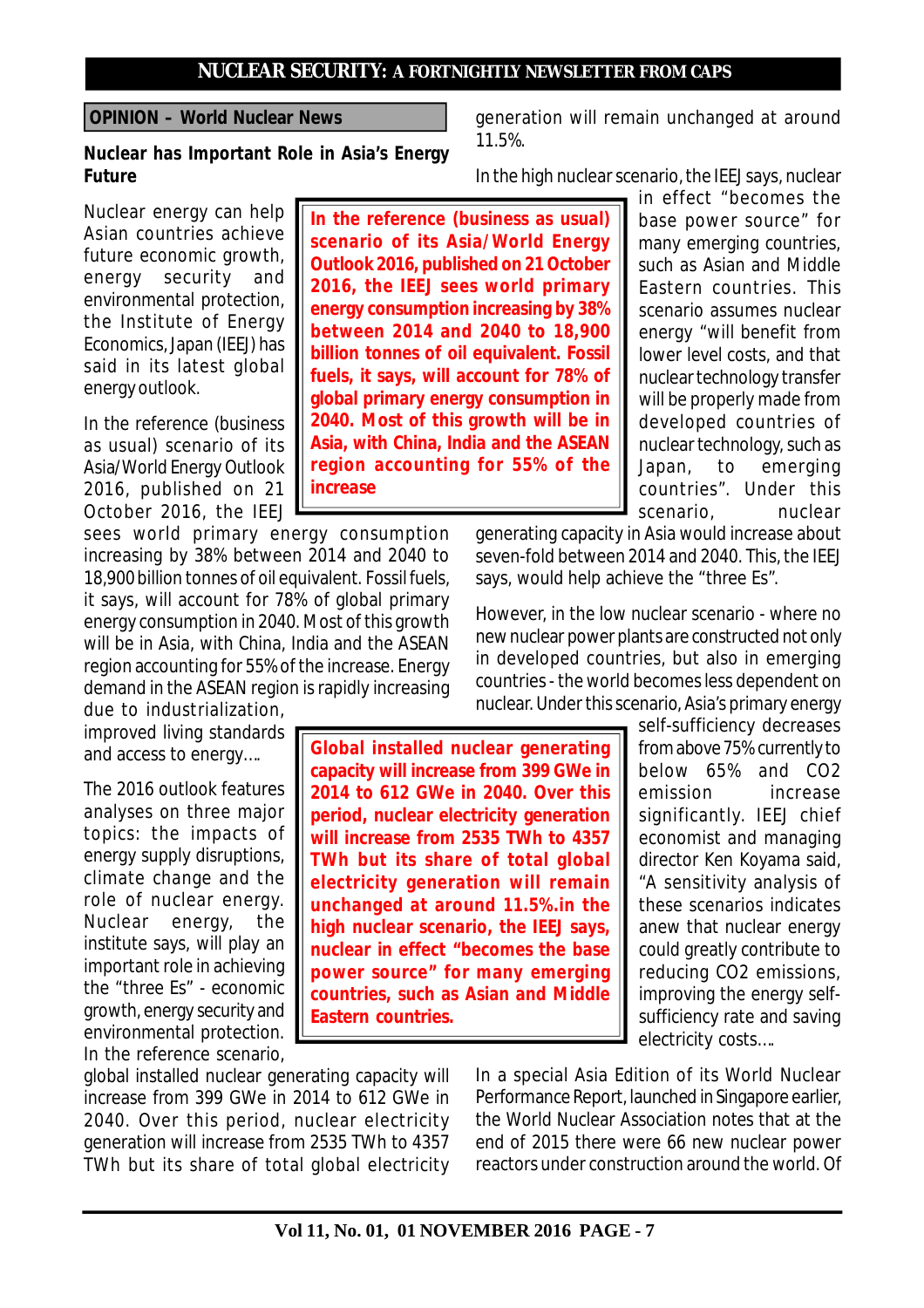**OPINION – World Nuclear News**

## Nuclear has Important Role in Asia's Energy Future

Nuclear energy can help Asian countries achieve future economic growth, energy security and environmental protection, the Institute of Energy Economics, Japan (IEEJ) has said in its latest global energy outlook.

In the reference (business as usual) scenario of its Asia/World Energy Outlook 2016, published on 21 October 2016, the IEEJ sees world primary energy consumption increasing by 38% between 2014 and 2040 to 18,900 billion tonnes of oil equivalent. Fossil fuels, it says, will account for 78% of global primary energy consumption in 2040. Most of this growth will be in Asia, with China, India and the ASEAN region accounting for 55% of the increase. Energy demand in the ASEAN region is rapidly increasing due to industrialization, improved living standards and access to energy….

> **In the reference (business as usual) scenario of its Asia/World Energy Outlook 2016, published on 21 October 2016, the IEEJ sees world primary energy consumption increasing by 38% between 2014 and 2040 to 18,900 billion tonnes of oil equivalent. Fossil fuels, it says, will account for 78% of global primary energy consumption in 2040. Most of this growth will be in Asia, with China, India and the ASEAN region accounting for 55% of the increase**

The 2016 outlook features analyses on three major topics: the impacts of energy supply disruptions, climate change and the role of nuclear energy. Nuclear energy, the institute says, will play an important role in achieving the "three Es" - economic growth, energy security and environmental protection. In the reference scenario, global installed nuclear generating capacity will increase from 399 GWe in 2014 to 612 GWe in 2040. Over this period, nuclear electricity generation will increase from 2535 TWh to 4357 TWh but its share of total global electricity generation will remain unchanged at around 11.5%.

In the high nuclear scenario, the IEEJ says, nuclear in effect "becomes the base power source" for many emerging countries, such as Asian and Middle Eastern countries. This scenario assumes nuclear energy "will benefit from lower level costs, and that nuclear technology transfer will be properly made from developed countries of nuclear technology, such as Japan, to emerging countries". Under this scenario, nuclear generating capacity in Asia would increase about seven-fold between 2014 and 2040. This, the IEEJ says, would help achieve the "three Es".

> **Global installed nuclear generating capacity will increase from 399 GWe in 2014 to 612 GWe in 2040. Over this period, nuclear electricity generation will increase from 2535 TWh to 4357 TWh but its share of total global electricity generation will remain unchanged at around 11.5%.in the high nuclear scenario, the IEEJ says, nuclear in effect "becomes the base power source" for many emerging countries, such as Asian and Middle Eastern countries.**

However, in the low nuclear scenario - where no new nuclear power plants are constructed not only in developed countries, but also in emerging countries - the world becomes less dependent on nuclear. Under this scenario, Asia's primary energy self-sufficiency decreases from above 75% currently to below 65% and $CO_2$ emission increase significantly. IEEJ chief economist and managing director Ken Koyama said, "A sensitivity analysis of these scenarios indicates anew that nuclear energy could greatly contribute to reducing $CO_2$ emissions, improving the energy self-sufficiency rate and saving electricity costs….

In a special Asia Edition of its World Nuclear Performance Report, launched in Singapore earlier, the World Nuclear Association notes that at the end of 2015 there were 66 new nuclear power reactors under construction around the world. Of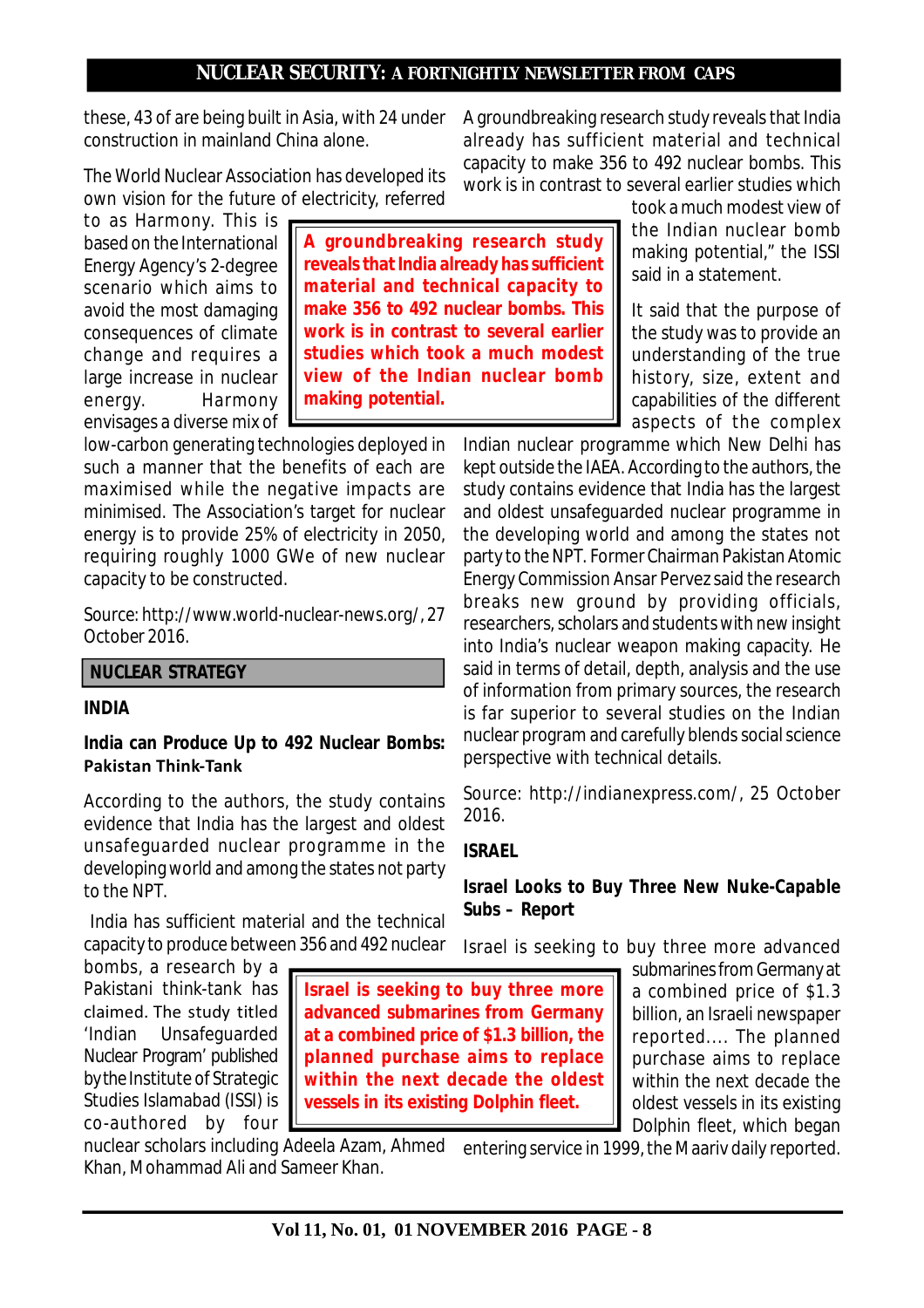these, 43 of are being built in Asia, with 24 under construction in mainland China alone.

The World Nuclear Association has developed its own vision for the future of electricity, referred to as Harmony. This is based on the International Energy Agency's 2-degree scenario which aims to avoid the most damaging consequences of climate change and requires a large increase in nuclear energy. Harmony envisages a diverse mix of low-carbon generating technologies deployed in such a manner that the benefits of each are maximised while the negative impacts are minimised. The Association's target for nuclear energy is to provide 25% of electricity in 2050, requiring roughly 1000 GWe of new nuclear capacity to be constructed.

Source: http://www.world-nuclear-news.org/, 27 October 2016.

## NUCLEAR STRATEGY

### INDIA

### India can Produce Up to 492 Nuclear Bombs: Pakistan Think-Tank

According to the authors, the study contains evidence that India has the largest and oldest unsafeguarded nuclear programme in the developing world and among the states not party to the NPT.

India has sufficient material and the technical capacity to produce between 356 and 492 nuclear bombs, a research by a Pakistani think-tank has claimed. The study titled 'Indian Unsafeguarded Nuclear Program' published by the Institute of Strategic Studies Islamabad (ISSI) is co-authored by four nuclear scholars including Adeela Azam, Ahmed Khan, Mohammad Ali and Sameer Khan.

**A groundbreaking research study reveals that India already has sufficient material and technical capacity to make 356 to 492 nuclear bombs. This work is in contrast to several earlier studies which took a much modest view of the Indian nuclear bomb making potential.**

A groundbreaking research study reveals that India already has sufficient material and technical capacity to make 356 to 492 nuclear bombs. This work is in contrast to several earlier studies which took a much modest view of the Indian nuclear bomb making potential," the ISSI said in a statement.

It said that the purpose of the study was to provide an understanding of the true history, size, extent and capabilities of the different aspects of the complex Indian nuclear programme which New Delhi has kept outside the IAEA. According to the authors, the study contains evidence that India has the largest and oldest unsafeguarded nuclear programme in the developing world and among the states not party to the NPT. Former Chairman Pakistan Atomic Energy Commission Ansar Pervez said the research breaks new ground by providing officials, researchers, scholars and students with new insight into India's nuclear weapon making capacity. He said in terms of detail, depth, analysis and the use of information from primary sources, the research is far superior to several studies on the Indian nuclear program and carefully blends social science perspective with technical details.

Source: http://indianexpress.com/, 25 October 2016.

### ISRAEL

### Israel Looks to Buy Three New Nuke-Capable Subs – Report

Israel is seeking to buy three more advanced submarines from Germany at a combined price of $1.3 billion, an Israeli newspaper reported.... The planned purchase aims to replace within the next decade the oldest vessels in its existing Dolphin fleet, which began entering service in 1999, the Maariv daily reported.

**Israel is seeking to buy three more advanced submarines from Germany at a combined price of $1.3 billion, the planned purchase aims to replace within the next decade the oldest vessels in its existing Dolphin fleet.**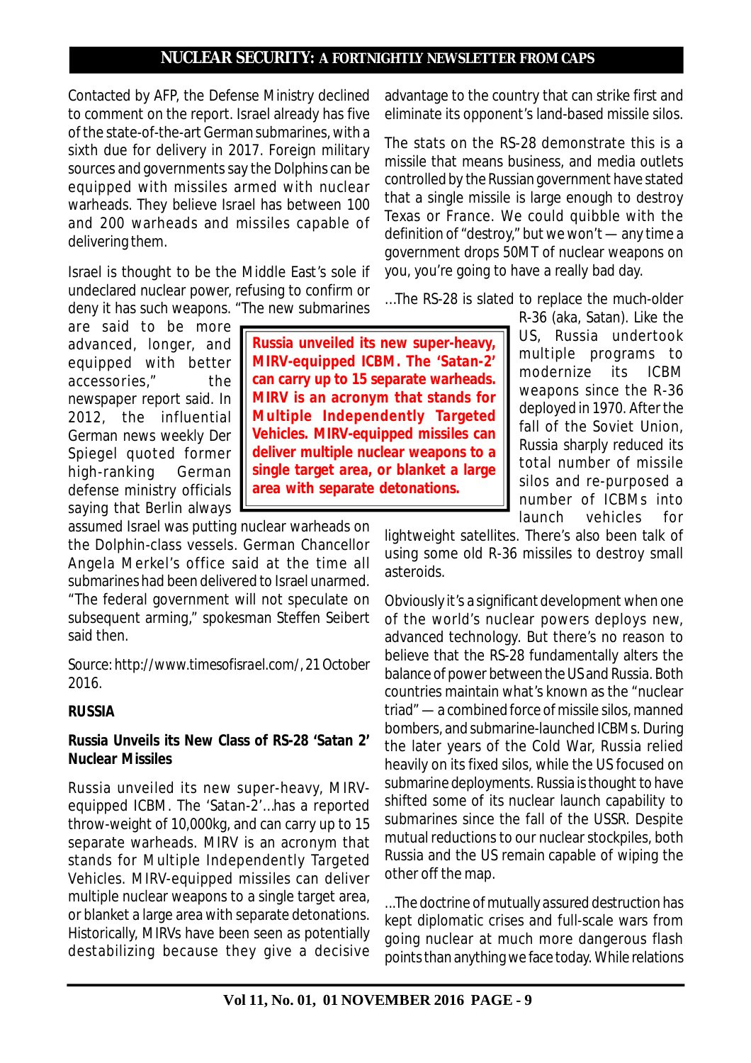Contacted by AFP, the Defense Ministry declined to comment on the report. Israel already has five of the state-of-the-art German submarines, with a sixth due for delivery in 2017. Foreign military sources and governments say the Dolphins can be equipped with missiles armed with nuclear warheads. They believe Israel has between 100 and 200 warheads and missiles capable of delivering them.

Israel is thought to be the Middle East's sole if undeclared nuclear power, refusing to confirm or deny it has such weapons. "The new submarines are said to be more advanced, longer, and equipped with better accessories," the newspaper report said. In 2012, the influential German news weekly Der Spiegel quoted former high-ranking German defense ministry officials saying that Berlin always assumed Israel was putting nuclear warheads on the Dolphin-class vessels. German Chancellor Angela Merkel's office said at the time all submarines had been delivered to Israel unarmed. "The federal government will not speculate on subsequent arming," spokesman Steffen Seibert said then.

Source: http://www.timesofisrael.com/, 21 October 2016.

**RUSSIA**

**Russia Unveils its New Class of RS-28 'Satan 2' Nuclear Missiles**

Russia unveiled its new super-heavy, MIRV-equipped ICBM. The 'Satan-2'...has a reported throw-weight of 10,000kg, and can carry up to 15 separate warheads. MIRV is an acronym that stands for Multiple Independently Targeted Vehicles. MIRV-equipped missiles can deliver multiple nuclear weapons to a single target area, or blanket a large area with separate detonations. Historically, MIRVs have been seen as potentially destabilizing because they give a decisive advantage to the country that can strike first and eliminate its opponent's land-based missile silos.

> **Russia unveiled its new super-heavy, MIRV-equipped ICBM. The 'Satan-2' can carry up to 15 separate warheads. MIRV is an acronym that stands for Multiple Independently Targeted Vehicles. MIRV-equipped missiles can deliver multiple nuclear weapons to a single target area, or blanket a large area with separate detonations.**

The stats on the RS-28 demonstrate this is a missile that means business, and media outlets controlled by the Russian government have stated that a single missile is large enough to destroy Texas or France. We could quibble with the definition of "destroy," but we won't — any time a government drops 50MT of nuclear weapons on you, you're going to have a really bad day.

...The RS-28 is slated to replace the much-older R-36 (aka, Satan). Like the US, Russia undertook multiple programs to modernize its ICBM weapons since the R-36 deployed in 1970. After the fall of the Soviet Union, Russia sharply reduced its total number of missile silos and re-purposed a number of ICBMs into launch vehicles for lightweight satellites. There's also been talk of using some old R-36 missiles to destroy small asteroids.

Obviously it's a significant development when one of the world's nuclear powers deploys new, advanced technology. But there's no reason to believe that the RS-28 fundamentally alters the balance of power between the US and Russia. Both countries maintain what's known as the "nuclear triad" — a combined force of missile silos, manned bombers, and submarine-launched ICBMs. During the later years of the Cold War, Russia relied heavily on its fixed silos, while the US focused on submarine deployments. Russia is thought to have shifted some of its nuclear launch capability to submarines since the fall of the USSR. Despite mutual reductions to our nuclear stockpiles, both Russia and the US remain capable of wiping the other off the map.

...The doctrine of mutually assured destruction has kept diplomatic crises and full-scale wars from going nuclear at much more dangerous flash points than anything we face today. While relations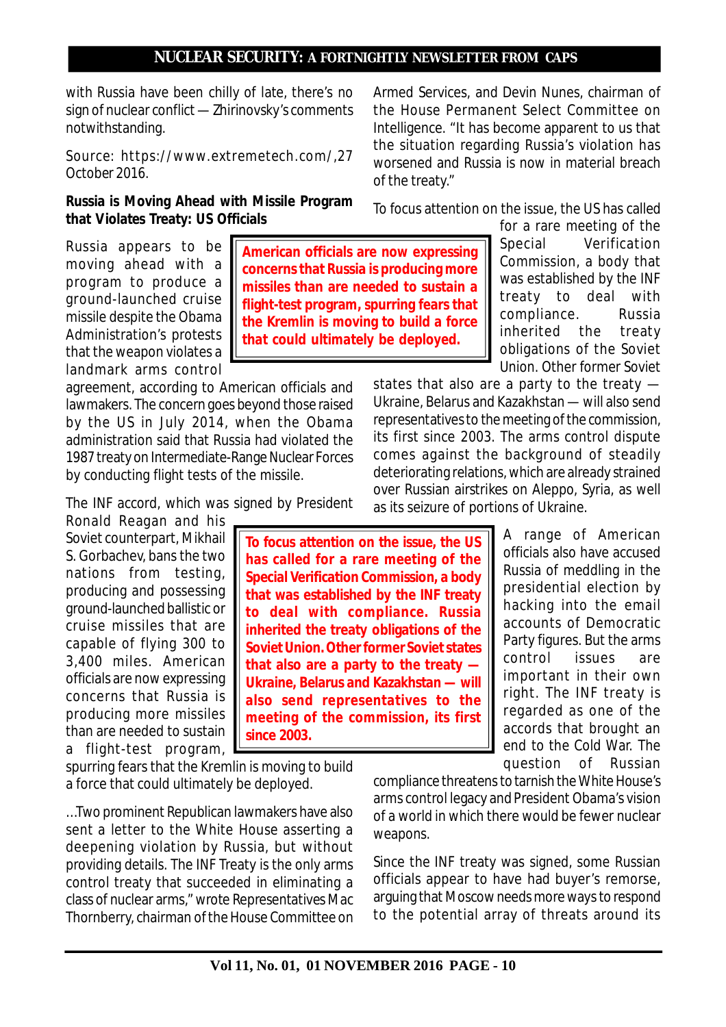with Russia have been chilly of late, there's no sign of nuclear conflict — Zhirinovsky's comments notwithstanding.

Source: https://www.extremetech.com/,27 October 2016.

**Russia is Moving Ahead with Missile Program that Violates Treaty: US Officials**

Russia appears to be moving ahead with a program to produce a ground-launched cruise missile despite the Obama Administration's protests that the weapon violates a landmark arms control agreement, according to American officials and lawmakers. The concern goes beyond those raised by the US in July 2014, when the Obama administration said that Russia had violated the 1987 treaty on Intermediate-Range Nuclear Forces by conducting flight tests of the missile.

**American officials are now expressing concerns that Russia is producing more missiles than are needed to sustain a flight-test program, spurring fears that the Kremlin is moving to build a force that could ultimately be deployed.**

The INF accord, which was signed by President Ronald Reagan and his Soviet counterpart, Mikhail S. Gorbachev, bans the two nations from testing, producing and possessing ground-launched ballistic or cruise missiles that are capable of flying 300 to 3,400 miles. American officials are now expressing concerns that Russia is producing more missiles than are needed to sustain a flight-test program, spurring fears that the Kremlin is moving to build a force that could ultimately be deployed.

...Two prominent Republican lawmakers have also sent a letter to the White House asserting a deepening violation by Russia, but without providing details. The INF Treaty is the only arms control treaty that succeeded in eliminating a class of nuclear arms," wrote Representatives Mac Thornberry, chairman of the House Committee on Armed Services, and Devin Nunes, chairman of the House Permanent Select Committee on Intelligence. "It has become apparent to us that the situation regarding Russia's violation has worsened and Russia is now in material breach of the treaty."

To focus attention on the issue, the US has called for a rare meeting of the Special Verification Commission, a body that was established by the INF treaty to deal with compliance. Russia inherited the treaty obligations of the Soviet Union. Other former Soviet states that also are a party to the treaty — Ukraine, Belarus and Kazakhstan — will also send representatives to the meeting of the commission, its first since 2003. The arms control dispute comes against the background of steadily deteriorating relations, which are already strained over Russian airstrikes on Aleppo, Syria, as well as its seizure of portions of Ukraine.

**To focus attention on the issue, the US has called for a rare meeting of the Special Verification Commission, a body that was established by the INF treaty to deal with compliance. Russia inherited the treaty obligations of the Soviet Union. Other former Soviet states that also are a party to the treaty — Ukraine, Belarus and Kazakhstan — will also send representatives to the meeting of the commission, its first since 2003.**

A range of American officials also have accused Russia of meddling in the presidential election by hacking into the email accounts of Democratic Party figures. But the arms control issues are important in their own right. The INF treaty is regarded as one of the accords that brought an end to the Cold War. The question of Russian compliance threatens to tarnish the White House's arms control legacy and President Obama's vision of a world in which there would be fewer nuclear weapons.

Since the INF treaty was signed, some Russian officials appear to have had buyer's remorse, arguing that Moscow needs more ways to respond to the potential array of threats around its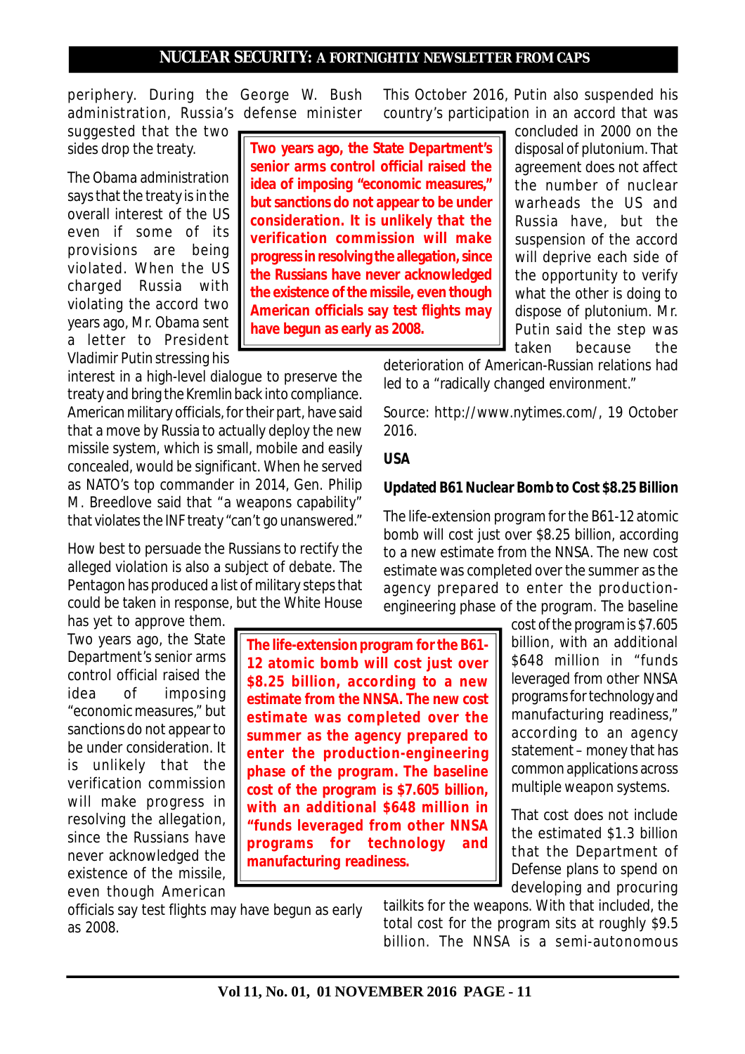periphery. During the George W. Bush administration, Russia's defense minister suggested that the two sides drop the treaty.

The Obama administration says that the treaty is in the overall interest of the US even if some of its provisions are being violated. When the US charged Russia with violating the accord two years ago, Mr. Obama sent a letter to President Vladimir Putin stressing his interest in a high-level dialogue to preserve the treaty and bring the Kremlin back into compliance. American military officials, for their part, have said that a move by Russia to actually deploy the new missile system, which is small, mobile and easily concealed, would be significant. When he served as NATO's top commander in 2014, Gen. Philip M. Breedlove said that "a weapons capability" that violates the INF treaty "can't go unanswered."

> **Two years ago, the State Department's senior arms control official raised the idea of imposing "economic measures," but sanctions do not appear to be under consideration. It is unlikely that the verification commission will make progress in resolving the allegation, since the Russians have never acknowledged the existence of the missile, even though American officials say test flights may have begun as early as 2008.**

How best to persuade the Russians to rectify the alleged violation is also a subject of debate. The Pentagon has produced a list of military steps that could be taken in response, but the White House has yet to approve them. Two years ago, the State Department's senior arms control official raised the idea of imposing "economic measures," but sanctions do not appear to be under consideration. It is unlikely that the verification commission will make progress in resolving the allegation, since the Russians have never acknowledged the existence of the missile, even though American officials say test flights may have begun as early as 2008.

This October 2016, Putin also suspended his country's participation in an accord that was concluded in 2000 on the disposal of plutonium. That agreement does not affect the number of nuclear warheads the US and Russia have, but the suspension of the accord will deprive each side of the opportunity to verify what the other is doing to dispose of plutonium. Mr. Putin said the step was taken because the deterioration of American-Russian relations had led to a "radically changed environment."

Source: http://www.nytimes.com/, 19 October 2016.

**USA**

**Updated B61 Nuclear Bomb to Cost $8.25 Billion**

The life-extension program for the B61-12 atomic bomb will cost just over $8.25 billion, according to a new estimate from the NNSA. The new cost estimate was completed over the summer as the agency prepared to enter the production-engineering phase of the program. The baseline cost of the program is $7.605 billion, with an additional $648 million in "funds leveraged from other NNSA programs for technology and manufacturing readiness," according to an agency statement – money that has common applications across multiple weapon systems.

> **The life-extension program for the B61-12 atomic bomb will cost just over $8.25 billion, according to a new estimate from the NNSA. The new cost estimate was completed over the summer as the agency prepared to enter the production-engineering phase of the program. The baseline cost of the program is $7.605 billion, with an additional $648 million in "funds leveraged from other NNSA programs for technology and manufacturing readiness.**

That cost does not include the estimated $1.3 billion that the Department of Defense plans to spend on developing and procuring tailkits for the weapons. With that included, the total cost for the program sits at roughly $9.5 billion. The NNSA is a semi-autonomous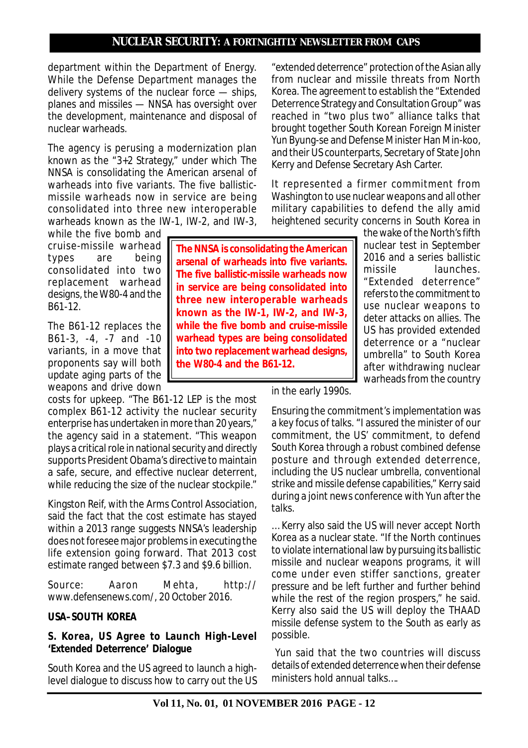department within the Department of Energy. While the Defense Department manages the delivery systems of the nuclear force — ships, planes and missiles — NNSA has oversight over the development, maintenance and disposal of nuclear warheads.

The agency is perusing a modernization plan known as the "3+2 Strategy," under which The NNSA is consolidating the American arsenal of warheads into five variants. The five ballistic-missile warheads now in service are being consolidated into three new interoperable warheads known as the IW-1, IW-2, and IW-3, while the five bomb and cruise-missile warhead types are being consolidated into two replacement warhead designs, the W80-4 and the B61-12.

> **The NNSA is consolidating the American arsenal of warheads into five variants. The five ballistic-missile warheads now in service are being consolidated into three new interoperable warheads known as the IW-1, IW-2, and IW-3, while the five bomb and cruise-missile warhead types are being consolidated into two replacement warhead designs, the W80-4 and the B61-12.**

The B61-12 replaces the B61-3, -4, -7 and -10 variants, in a move that proponents say will both update aging parts of the weapons and drive down costs for upkeep. "The B61-12 LEP is the most complex B61-12 activity the nuclear security enterprise has undertaken in more than 20 years," the agency said in a statement. "This weapon plays a critical role in national security and directly supports President Obama's directive to maintain a safe, secure, and effective nuclear deterrent, while reducing the size of the nuclear stockpile."

Kingston Reif, with the Arms Control Association, said the fact that the cost estimate has stayed within a 2013 range suggests NNSA's leadership does not foresee major problems in executing the life extension going forward. That 2013 cost estimate ranged between $7.3 and $9.6 billion.

Source: Aaron Mehta, http://www.defensenews.com/, 20 October 2016.

**USA–SOUTH KOREA**

**S. Korea, US Agree to Launch High-Level 'Extended Deterrence' Dialogue**

South Korea and the US agreed to launch a high-level dialogue to discuss how to carry out the US "extended deterrence" protection of the Asian ally from nuclear and missile threats from North Korea. The agreement to establish the "Extended Deterrence Strategy and Consultation Group" was reached in "two plus two" alliance talks that brought together South Korean Foreign Minister Yun Byung-se and Defense Minister Han Min-koo, and their US counterparts, Secretary of State John Kerry and Defense Secretary Ash Carter.

It represented a firmer commitment from Washington to use nuclear weapons and all other military capabilities to defend the ally amid heightened security concerns in South Korea in the wake of the North's fifth nuclear test in September 2016 and a series ballistic missile launches. "Extended deterrence" refers to the commitment to use nuclear weapons to deter attacks on allies. The US has provided extended deterrence or a "nuclear umbrella" to South Korea after withdrawing nuclear warheads from the country in the early 1990s.

Ensuring the commitment's implementation was a key focus of talks. "I assured the minister of our commitment, the US' commitment, to defend South Korea through a robust combined defense posture and through extended deterrence, including the US nuclear umbrella, conventional strike and missile defense capabilities," Kerry said during a joint news conference with Yun after the talks.

... Kerry also said the US will never accept North Korea as a nuclear state. "If the North continues to violate international law by pursuing its ballistic missile and nuclear weapons programs, it will come under even stiffer sanctions, greater pressure and be left further and further behind while the rest of the region prospers," he said. Kerry also said the US will deploy the THAAD missile defense system to the South as early as possible.

Yun said that the two countries will discuss details of extended deterrence when their defense ministers hold annual talks….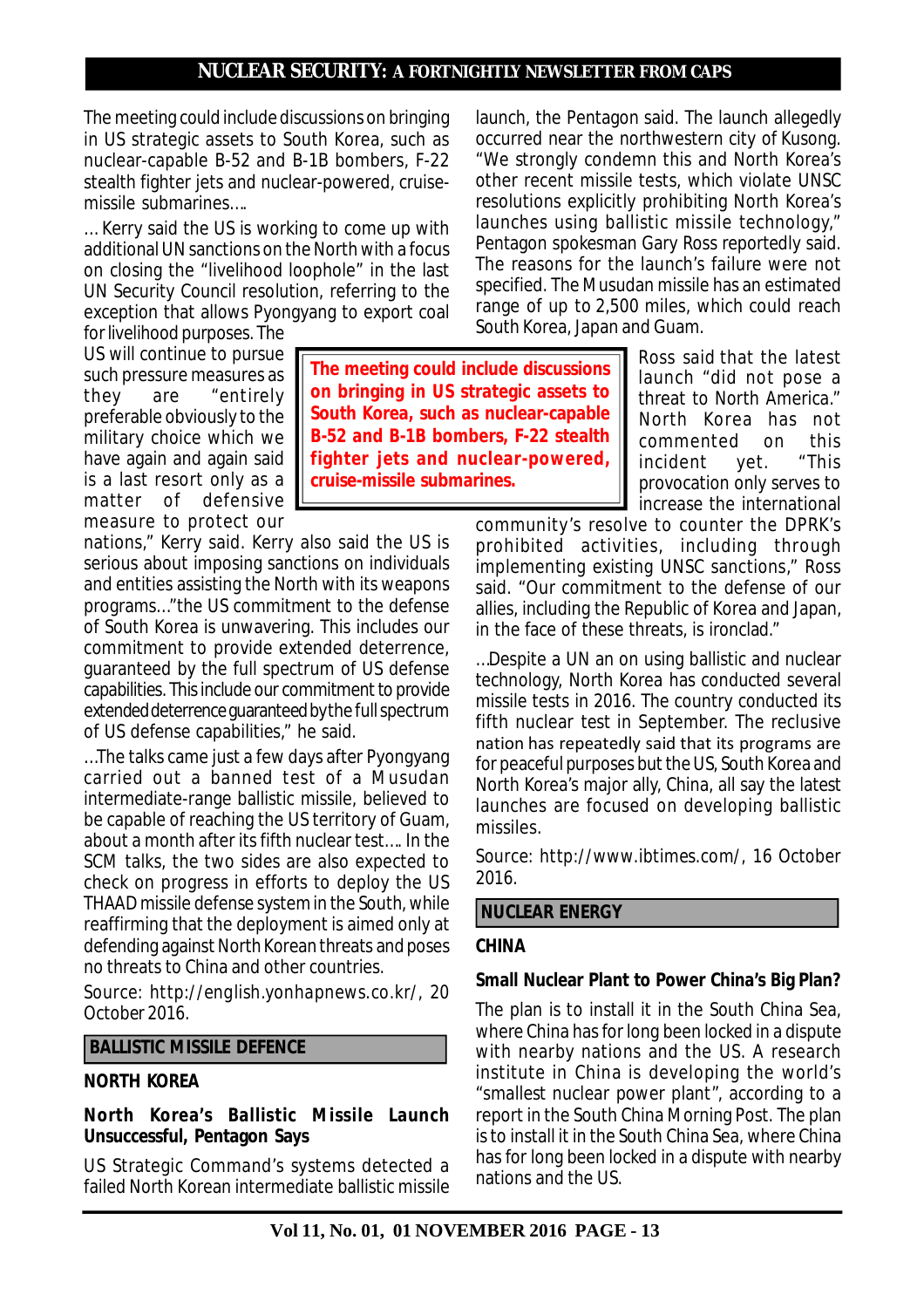The meeting could include discussions on bringing in US strategic assets to South Korea, such as nuclear-capable B-52 and B-1B bombers, F-22 stealth fighter jets and nuclear-powered, cruise-missile submarines….

… Kerry said the US is working to come up with additional UN sanctions on the North with a focus on closing the "livelihood loophole" in the last UN Security Council resolution, referring to the exception that allows Pyongyang to export coal for livelihood purposes. The US will continue to pursue such pressure measures as they are "entirely preferable obviously to the military choice which we have again and again said is a last resort only as a matter of defensive measure to protect our nations," Kerry said. Kerry also said the US is serious about imposing sanctions on individuals and entities assisting the North with its weapons programs…"the US commitment to the defense of South Korea is unwavering. This includes our commitment to provide extended deterrence, guaranteed by the full spectrum of US defense capabilities. This include our commitment to provide extended deterrence guaranteed by the full spectrum of US defense capabilities," he said.

> **The meeting could include discussions on bringing in US strategic assets to South Korea, such as nuclear-capable B-52 and B-1B bombers, F-22 stealth fighter jets and nuclear-powered, cruise-missile submarines.**

…The talks came just a few days after Pyongyang carried out a banned test of a Musudan intermediate-range ballistic missile, believed to be capable of reaching the US territory of Guam, about a month after its fifth nuclear test…. In the SCM talks, the two sides are also expected to check on progress in efforts to deploy the US THAAD missile defense system in the South, while reaffirming that the deployment is aimed only at defending against North Korean threats and poses no threats to China and other countries.

Source: http://english.yonhapnews.co.kr/, 20 October 2016.

## BALLISTIC MISSILE DEFENCE

### NORTH KOREA

#### North Korea's Ballistic Missile Launch Unsuccessful, Pentagon Says

US Strategic Command's systems detected a failed North Korean intermediate ballistic missile launch, the Pentagon said. The launch allegedly occurred near the northwestern city of Kusong. "We strongly condemn this and North Korea's other recent missile tests, which violate UNSC resolutions explicitly prohibiting North Korea's launches using ballistic missile technology," Pentagon spokesman Gary Ross reportedly said. The reasons for the launch's failure were not specified. The Musudan missile has an estimated range of up to 2,500 miles, which could reach South Korea, Japan and Guam.

Ross said that the latest launch "did not pose a threat to North America." North Korea has not commented on this incident yet. "This provocation only serves to increase the international community's resolve to counter the DPRK's prohibited activities, including through implementing existing UNSC sanctions," Ross said. "Our commitment to the defense of our allies, including the Republic of Korea and Japan, in the face of these threats, is ironclad."

…Despite a UN an on using ballistic and nuclear technology, North Korea has conducted several missile tests in 2016. The country conducted its fifth nuclear test in September. The reclusive nation has repeatedly said that its programs are for peaceful purposes but the US, South Korea and North Korea's major ally, China, all say the latest launches are focused on developing ballistic missiles.

Source: http://www.ibtimes.com/, 16 October 2016.

## NUCLEAR ENERGY

### CHINA

#### Small Nuclear Plant to Power China's Big Plan?

The plan is to install it in the South China Sea, where China has for long been locked in a dispute with nearby nations and the US. A research institute in China is developing the world's "smallest nuclear power plant", according to a report in the South China Morning Post. The plan is to install it in the South China Sea, where China has for long been locked in a dispute with nearby nations and the US.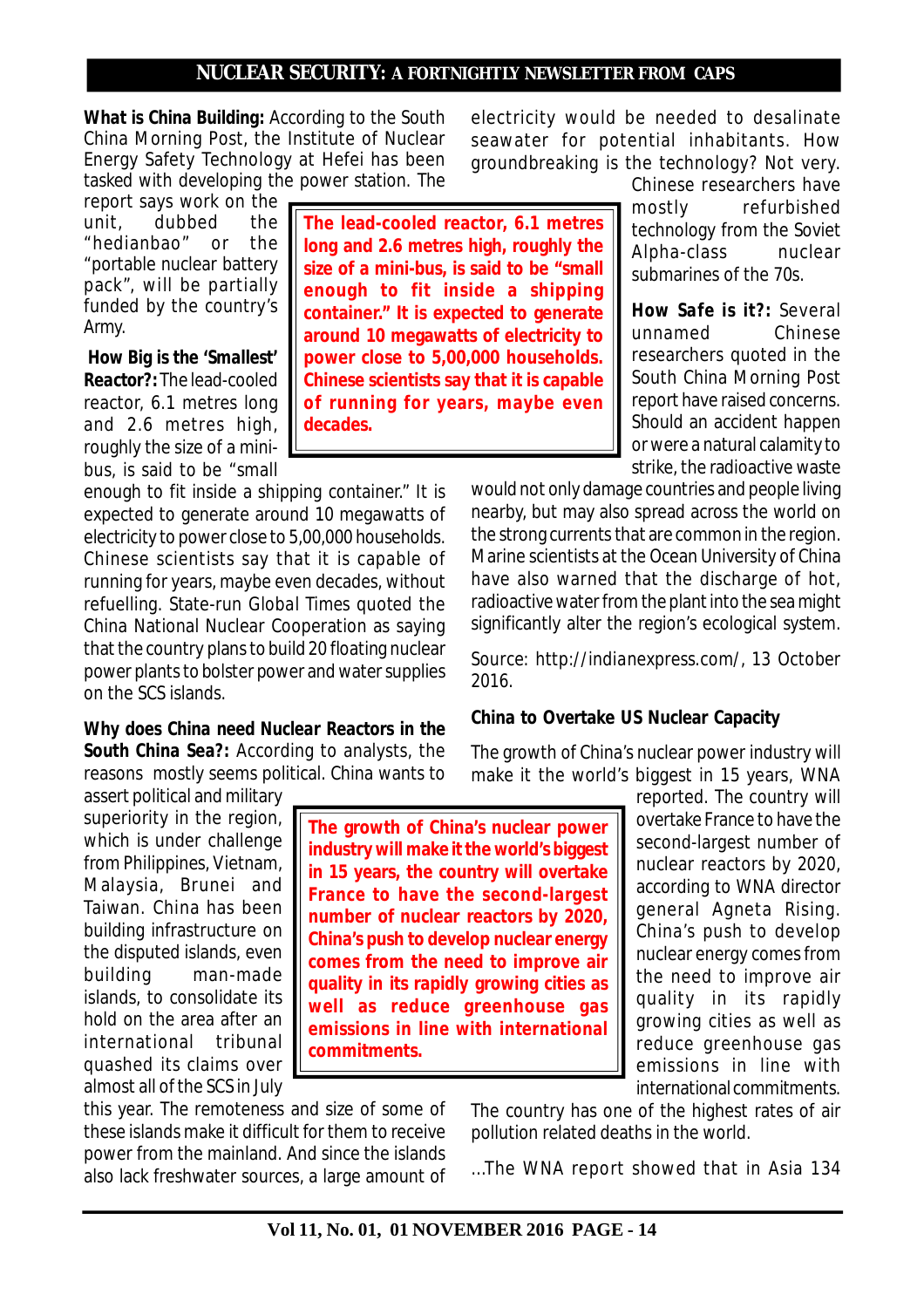**What is China Building:** According to the South China Morning Post, the Institute of Nuclear Energy Safety Technology at Hefei has been tasked with developing the power station. The report says work on the unit, dubbed the "hedianbao" or the "portable nuclear battery pack", will be partially funded by the country's Army.

> **The lead-cooled reactor, 6.1 metres long and 2.6 metres high, roughly the size of a mini-bus, is said to be "small enough to fit inside a shipping container." It is expected to generate around 10 megawatts of electricity to power close to 5,00,000 households. Chinese scientists say that it is capable of running for years, maybe even decades.**

**How Big is the 'Smallest' Reactor?:** The lead-cooled reactor, 6.1 metres long and 2.6 metres high, roughly the size of a mini-bus, is said to be "small enough to fit inside a shipping container." It is expected to generate around 10 megawatts of electricity to power close to 5,00,000 households. Chinese scientists say that it is capable of running for years, maybe even decades, without refuelling. State-run Global Times quoted the China National Nuclear Cooperation as saying that the country plans to build 20 floating nuclear power plants to bolster power and water supplies on the SCS islands.

**Why does China need Nuclear Reactors in the South China Sea?:** According to analysts, the reasons mostly seems political. China wants to assert political and military superiority in the region, which is under challenge from Philippines, Vietnam, Malaysia, Brunei and Taiwan. China has been building infrastructure on the disputed islands, even building man-made islands, to consolidate its hold on the area after an international tribunal quashed its claims over almost all of the SCS in July this year. The remoteness and size of some of these islands make it difficult for them to receive power from the mainland. And since the islands also lack freshwater sources, a large amount of electricity would be needed to desalinate seawater for potential inhabitants. How groundbreaking is the technology? Not very. Chinese researchers have mostly refurbished technology from the Soviet Alpha-class nuclear submarines of the 70s.

**How Safe is it?:** Several unnamed Chinese researchers quoted in the South China Morning Post report have raised concerns. Should an accident happen or were a natural calamity to strike, the radioactive waste would not only damage countries and people living nearby, but may also spread across the world on the strong currents that are common in the region. Marine scientists at the Ocean University of China have also warned that the discharge of hot, radioactive water from the plant into the sea might significantly alter the region's ecological system.

Source: http://indianexpress.com/, 13 October 2016.

**China to Overtake US Nuclear Capacity**

The growth of China's nuclear power industry will make it the world's biggest in 15 years, WNA reported. The country will overtake France to have the second-largest number of nuclear reactors by 2020, according to WNA director general Agneta Rising. China's push to develop nuclear energy comes from the need to improve air quality in its rapidly growing cities as well as reduce greenhouse gas emissions in line with international commitments.

> **The growth of China's nuclear power industry will make it the world's biggest in 15 years, the country will overtake France to have the second-largest number of nuclear reactors by 2020, China's push to develop nuclear energy comes from the need to improve air quality in its rapidly growing cities as well as reduce greenhouse gas emissions in line with international commitments.**

The country has one of the highest rates of air pollution related deaths in the world.

...The WNA report showed that in Asia 134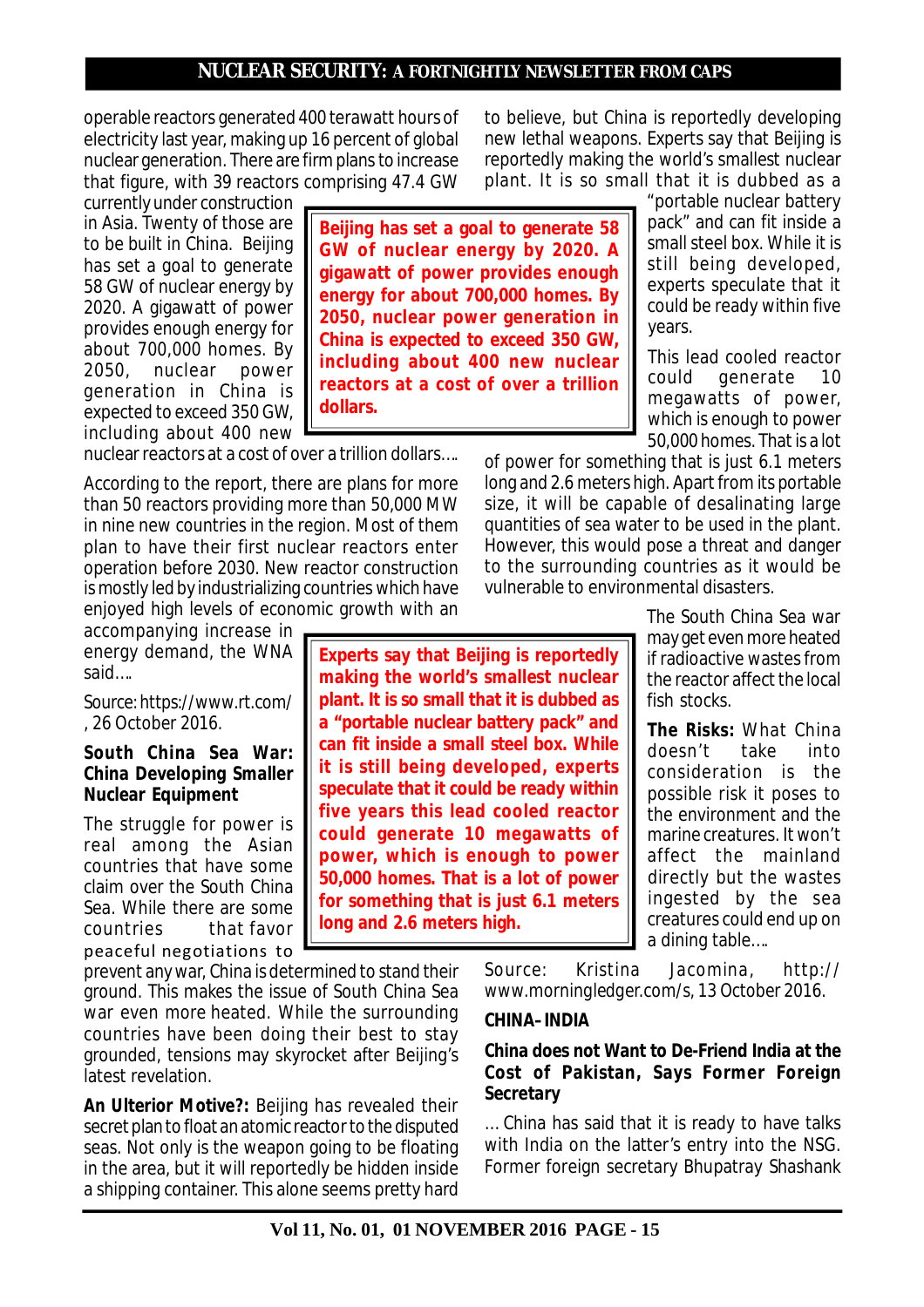operable reactors generated 400 terawatt hours of electricity last year, making up 16 percent of global nuclear generation. There are firm plans to increase that figure, with 39 reactors comprising 47.4 GW currently under construction in Asia. Twenty of those are to be built in China. Beijing has set a goal to generate 58 GW of nuclear energy by 2020. A gigawatt of power provides enough energy for about 700,000 homes. By 2050, nuclear power generation in China is expected to exceed 350 GW, including about 400 new nuclear reactors at a cost of over a trillion dollars….

**Beijing has set a goal to generate 58 GW of nuclear energy by 2020. A gigawatt of power provides enough energy for about 700,000 homes. By 2050, nuclear power generation in China is expected to exceed 350 GW, including about 400 new nuclear reactors at a cost of over a trillion dollars.**

According to the report, there are plans for more than 50 reactors providing more than 50,000 MW in nine new countries in the region. Most of them plan to have their first nuclear reactors enter operation before 2030. New reactor construction is mostly led by industrializing countries which have enjoyed high levels of economic growth with an accompanying increase in energy demand, the WNA said….

Source: https://www.rt.com/, 26 October 2016.

### South China Sea War: China Developing Smaller Nuclear Equipment

The struggle for power is real among the Asian countries that have some claim over the South China Sea. While there are some countries that favor peaceful negotiations to prevent any war, China is determined to stand their ground. This makes the issue of South China Sea war even more heated. While the surrounding countries have been doing their best to stay grounded, tensions may skyrocket after Beijing's latest revelation.

**An Ulterior Motive?:** Beijing has revealed their secret plan to float an atomic reactor to the disputed seas. Not only is the weapon going to be floating in the area, but it will reportedly be hidden inside a shipping container. This alone seems pretty hard to believe, but China is reportedly developing new lethal weapons. Experts say that Beijing is reportedly making the world's smallest nuclear plant. It is so small that it is dubbed as a "portable nuclear battery pack" and can fit inside a small steel box. While it is still being developed, experts speculate that it could be ready within five years.

This lead cooled reactor could generate 10 megawatts of power, which is enough to power 50,000 homes. That is a lot of power for something that is just 6.1 meters long and 2.6 meters high. Apart from its portable size, it will be capable of desalinating large quantities of sea water to be used in the plant. However, this would pose a threat and danger to the surrounding countries as it would be vulnerable to environmental disasters.

**Experts say that Beijing is reportedly making the world's smallest nuclear plant. It is so small that it is dubbed as a "portable nuclear battery pack" and can fit inside a small steel box. While it is still being developed, experts speculate that it could be ready within five years this lead cooled reactor could generate 10 megawatts of power, which is enough to power 50,000 homes. That is a lot of power for something that is just 6.1 meters long and 2.6 meters high.**

The South China Sea war may get even more heated if radioactive wastes from the reactor affect the local fish stocks.

**The Risks:** What China doesn't take into consideration is the possible risk it poses to the environment and the marine creatures. It won't affect the mainland directly but the wastes ingested by the sea creatures could end up on a dining table….

Source: Kristina Jacomina, http://www.morningledger.com/s, 13 October 2016.

## CHINA–INDIA

### China does not Want to De-Friend India at the Cost of Pakistan, Says Former Foreign Secretary

… China has said that it is ready to have talks with India on the latter's entry into the NSG. Former foreign secretary Bhupatray Shashank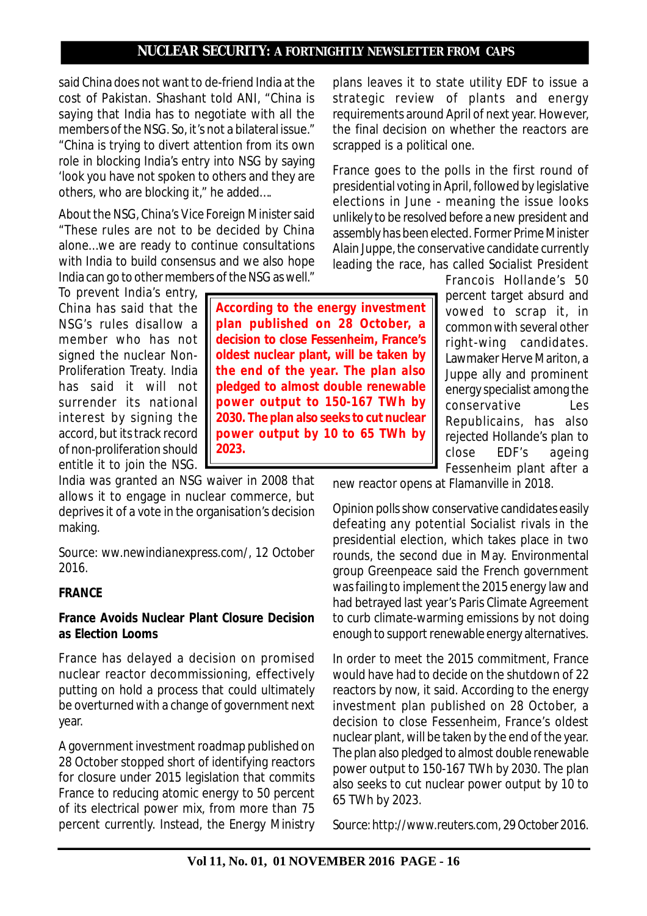said China does not want to de-friend India at the cost of Pakistan. Shashant told ANI, "China is saying that India has to negotiate with all the members of the NSG. So, it's not a bilateral issue." "China is trying to divert attention from its own role in blocking India's entry into NSG by saying 'look you have not spoken to others and they are others, who are blocking it," he added….

About the NSG, China's Vice Foreign Minister said "These rules are not to be decided by China alone…we are ready to continue consultations with India to build consensus and we also hope India can go to other members of the NSG as well."

To prevent India's entry, China has said that the NSG's rules disallow a member who has not signed the nuclear Non-Proliferation Treaty. India has said it will not surrender its national interest by signing the accord, but its track record of non-proliferation should entitle it to join the NSG. India was granted an NSG waiver in 2008 that allows it to engage in nuclear commerce, but deprives it of a vote in the organisation's decision making.

Source: ww.newindianexpress.com/, 12 October 2016.

**FRANCE**

## France Avoids Nuclear Plant Closure Decision as Election Looms

France has delayed a decision on promised nuclear reactor decommissioning, effectively putting on hold a process that could ultimately be overturned with a change of government next year.

A government investment roadmap published on 28 October stopped short of identifying reactors for closure under 2015 legislation that commits France to reducing atomic energy to 50 percent of its electrical power mix, from more than 75 percent currently. Instead, the Energy Ministry plans leaves it to state utility EDF to issue a strategic review of plants and energy requirements around April of next year. However, the final decision on whether the reactors are scrapped is a political one.

France goes to the polls in the first round of presidential voting in April, followed by legislative elections in June - meaning the issue looks unlikely to be resolved before a new president and assembly has been elected. Former Prime Minister Alain Juppe, the conservative candidate currently leading the race, has called Socialist President Francois Hollande's 50 percent target absurd and vowed to scrap it, in common with several other right-wing candidates. Lawmaker Herve Mariton, a Juppe ally and prominent energy specialist among the conservative Les Republicains, has also rejected Hollande's plan to close EDF's ageing Fessenheim plant after a new reactor opens at Flamanville in 2018.

> **According to the energy investment plan published on 28 October, a decision to close Fessenheim, France's oldest nuclear plant, will be taken by the end of the year. The plan also pledged to almost double renewable power output to 150-167 TWh by 2030. The plan also seeks to cut nuclear power output by 10 to 65 TWh by 2023.**

Opinion polls show conservative candidates easily defeating any potential Socialist rivals in the presidential election, which takes place in two rounds, the second due in May. Environmental group Greenpeace said the French government was failing to implement the 2015 energy law and had betrayed last year's Paris Climate Agreement to curb climate-warming emissions by not doing enough to support renewable energy alternatives.

In order to meet the 2015 commitment, France would have had to decide on the shutdown of 22 reactors by now, it said. According to the energy investment plan published on 28 October, a decision to close Fessenheim, France's oldest nuclear plant, will be taken by the end of the year. The plan also pledged to almost double renewable power output to 150-167 TWh by 2030. The plan also seeks to cut nuclear power output by 10 to 65 TWh by 2023.

Source: http://www.reuters.com, 29 October 2016.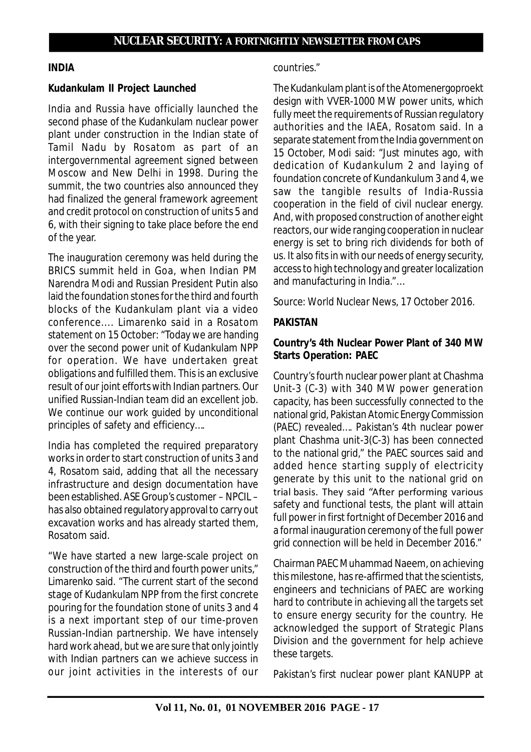## INDIA

### Kudankulam II Project Launched

India and Russia have officially launched the second phase of the Kudankulam nuclear power plant under construction in the Indian state of Tamil Nadu by Rosatom as part of an intergovernmental agreement signed between Moscow and New Delhi in 1998. During the summit, the two countries also announced they had finalized the general framework agreement and credit protocol on construction of units 5 and 6, with their signing to take place before the end of the year.

The inauguration ceremony was held during the BRICS summit held in Goa, when Indian PM Narendra Modi and Russian President Putin also laid the foundation stones for the third and fourth blocks of the Kudankulam plant via a video conference.... Limarenko said in a Rosatom statement on 15 October: "Today we are handing over the second power unit of Kudankulam NPP for operation. We have undertaken great obligations and fulfilled them. This is an exclusive result of our joint efforts with Indian partners. Our unified Russian-Indian team did an excellent job. We continue our work guided by unconditional principles of safety and efficiency….

India has completed the required preparatory works in order to start construction of units 3 and 4, Rosatom said, adding that all the necessary infrastructure and design documentation have been established. ASE Group's customer – NPCIL – has also obtained regulatory approval to carry out excavation works and has already started them, Rosatom said.

"We have started a new large-scale project on construction of the third and fourth power units," Limarenko said. "The current start of the second stage of Kudankulam NPP from the first concrete pouring for the foundation stone of units 3 and 4 is a next important step of our time-proven Russian-Indian partnership. We have intensely hard work ahead, but we are sure that only jointly with Indian partners can we achieve success in our joint activities in the interests of our countries."

The Kudankulam plant is of the Atomenergoproekt design with VVER-1000 MW power units, which fully meet the requirements of Russian regulatory authorities and the IAEA, Rosatom said. In a separate statement from the India government on 15 October, Modi said: "Just minutes ago, with dedication of Kudankulum 2 and laying of foundation concrete of Kundankulum 3 and 4, we saw the tangible results of India-Russia cooperation in the field of civil nuclear energy. And, with proposed construction of another eight reactors, our wide ranging cooperation in nuclear energy is set to bring rich dividends for both of us. It also fits in with our needs of energy security, access to high technology and greater localization and manufacturing in India."…

Source: World Nuclear News, 17 October 2016.

## PAKISTAN

### Country's 4th Nuclear Power Plant of 340 MW Starts Operation: PAEC

Country's fourth nuclear power plant at Chashma Unit-3 (C-3) with 340 MW power generation capacity, has been successfully connected to the national grid, Pakistan Atomic Energy Commission (PAEC) revealed…. Pakistan's 4th nuclear power plant Chashma unit-3(C-3) has been connected to the national grid," the PAEC sources said and added hence starting supply of electricity generate by this unit to the national grid on trial basis. They said "After performing various safety and functional tests, the plant will attain full power in first fortnight of December 2016 and a formal inauguration ceremony of the full power grid connection will be held in December 2016."

Chairman PAEC Muhammad Naeem, on achieving this milestone, has re-affirmed that the scientists, engineers and technicians of PAEC are working hard to contribute in achieving all the targets set to ensure energy security for the country. He acknowledged the support of Strategic Plans Division and the government for help achieve these targets.

Pakistan's first nuclear power plant KANUPP at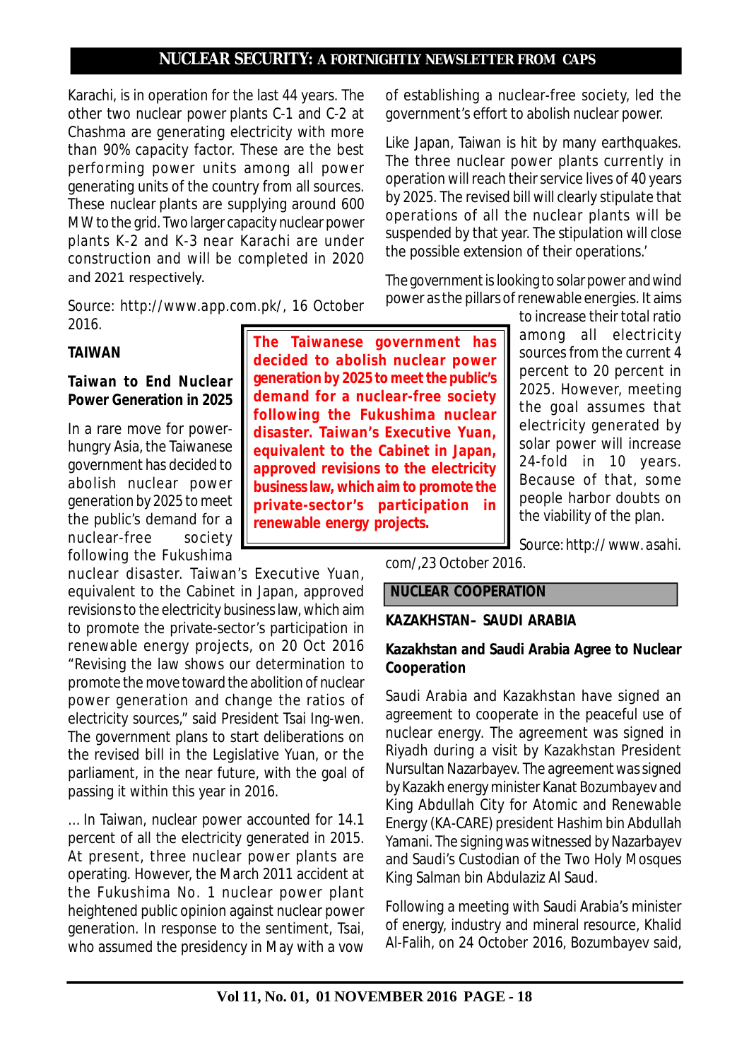Karachi, is in operation for the last 44 years. The other two nuclear power plants C-1 and C-2 at Chashma are generating electricity with more than 90% capacity factor. These are the best performing power units among all power generating units of the country from all sources. These nuclear plants are supplying around 600 MW to the grid. Two larger capacity nuclear power plants K-2 and K-3 near Karachi are under construction and will be completed in 2020 and 2021 respectively.

Source: http://www.app.com.pk/, 16 October 2016.

### TAIWAN

#### Taiwan to End Nuclear Power Generation in 2025

In a rare move for power-hungry Asia, the Taiwanese government has decided to abolish nuclear power generation by 2025 to meet the public's demand for a nuclear-free society following the Fukushima nuclear disaster. Taiwan's Executive Yuan, equivalent to the Cabinet in Japan, approved revisions to the electricity business law, which aim to promote the private-sector's participation in renewable energy projects, on 20 Oct 2016 "Revising the law shows our determination to promote the move toward the abolition of nuclear power generation and change the ratios of electricity sources," said President Tsai Ing-wen. The government plans to start deliberations on the revised bill in the Legislative Yuan, or the parliament, in the near future, with the goal of passing it within this year in 2016.

... In Taiwan, nuclear power accounted for 14.1 percent of all the electricity generated in 2015. At present, three nuclear power plants are operating. However, the March 2011 accident at the Fukushima No. 1 nuclear power plant heightened public opinion against nuclear power generation. In response to the sentiment, Tsai, who assumed the presidency in May with a vow of establishing a nuclear-free society, led the government's effort to abolish nuclear power.

> **The Taiwanese government has decided to abolish nuclear power generation by 2025 to meet the public's demand for a nuclear-free society following the Fukushima nuclear disaster. Taiwan's Executive Yuan, equivalent to the Cabinet in Japan, approved revisions to the electricity business law, which aim to promote the private-sector's participation in renewable energy projects.**

Like Japan, Taiwan is hit by many earthquakes. The three nuclear power plants currently in operation will reach their service lives of 40 years by 2025. The revised bill will clearly stipulate that operations of all the nuclear plants will be suspended by that year. The stipulation will close the possible extension of their operations.'

The government is looking to solar power and wind power as the pillars of renewable energies. It aims to increase their total ratio among all electricity sources from the current 4 percent to 20 percent in 2025. However, meeting the goal assumes that electricity generated by solar power will increase 24-fold in 10 years. Because of that, some people harbor doubts on the viability of the plan.

Source: http:// www.asahi.com/,23 October 2016.

## NUCLEAR COOPERATION

### KAZAKHSTAN– SAUDI ARABIA

#### Kazakhstan and Saudi Arabia Agree to Nuclear Cooperation

Saudi Arabia and Kazakhstan have signed an agreement to cooperate in the peaceful use of nuclear energy. The agreement was signed in Riyadh during a visit by Kazakhstan President Nursultan Nazarbayev. The agreement was signed by Kazakh energy minister Kanat Bozumbayev and King Abdullah City for Atomic and Renewable Energy (KA-CARE) president Hashim bin Abdullah Yamani. The signing was witnessed by Nazarbayev and Saudi's Custodian of the Two Holy Mosques King Salman bin Abdulaziz Al Saud.

Following a meeting with Saudi Arabia's minister of energy, industry and mineral resource, Khalid Al-Falih, on 24 October 2016, Bozumbayev said,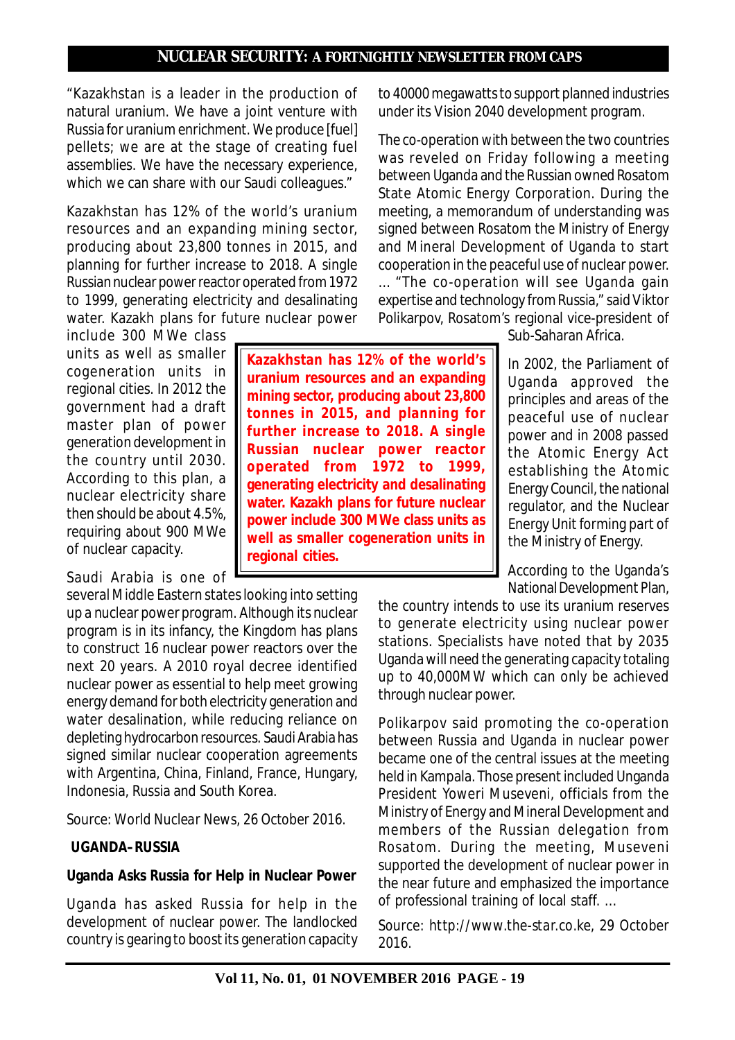"Kazakhstan is a leader in the production of natural uranium. We have a joint venture with Russia for uranium enrichment. We produce [fuel] pellets; we are at the stage of creating fuel assemblies. We have the necessary experience, which we can share with our Saudi colleagues."

Kazakhstan has 12% of the world's uranium resources and an expanding mining sector, producing about 23,800 tonnes in 2015, and planning for further increase to 2018. A single Russian nuclear power reactor operated from 1972 to 1999, generating electricity and desalinating water. Kazakh plans for future nuclear power include 300 MWe class units as well as smaller cogeneration units in regional cities. In 2012 the government had a draft master plan of power generation development in the country until 2030. According to this plan, a nuclear electricity share then should be about 4.5%, requiring about 900 MWe of nuclear capacity.

**Kazakhstan has 12% of the world's uranium resources and an expanding mining sector, producing about 23,800 tonnes in 2015, and planning for further increase to 2018. A single Russian nuclear power reactor operated from 1972 to 1999, generating electricity and desalinating water. Kazakh plans for future nuclear power include 300 MWe class units as well as smaller cogeneration units in regional cities.**

Saudi Arabia is one of several Middle Eastern states looking into setting up a nuclear power program. Although its nuclear program is in its infancy, the Kingdom has plans to construct 16 nuclear power reactors over the next 20 years. A 2010 royal decree identified nuclear power as essential to help meet growing energy demand for both electricity generation and water desalination, while reducing reliance on depleting hydrocarbon resources. Saudi Arabia has signed similar nuclear cooperation agreements with Argentina, China, Finland, France, Hungary, Indonesia, Russia and South Korea.

Source: World Nuclear News, 26 October 2016.

**UGANDA–RUSSIA**

**Uganda Asks Russia for Help in Nuclear Power**

Uganda has asked Russia for help in the development of nuclear power. The landlocked country is gearing to boost its generation capacity to 40000 megawatts to support planned industries under its Vision 2040 development program.

The co-operation with between the two countries was reveled on Friday following a meeting between Uganda and the Russian owned Rosatom State Atomic Energy Corporation. During the meeting, a memorandum of understanding was signed between Rosatom the Ministry of Energy and Mineral Development of Uganda to start cooperation in the peaceful use of nuclear power. ... "The co-operation will see Uganda gain expertise and technology from Russia," said Viktor Polikarpov, Rosatom's regional vice-president of Sub-Saharan Africa.

In 2002, the Parliament of Uganda approved the principles and areas of the peaceful use of nuclear power and in 2008 passed the Atomic Energy Act establishing the Atomic Energy Council, the national regulator, and the Nuclear Energy Unit forming part of the Ministry of Energy.

According to the Uganda's National Development Plan, the country intends to use its uranium reserves to generate electricity using nuclear power stations. Specialists have noted that by 2035 Uganda will need the generating capacity totaling up to 40,000MW which can only be achieved through nuclear power.

Polikarpov said promoting the co-operation between Russia and Uganda in nuclear power became one of the central issues at the meeting held in Kampala. Those present included Unganda President Yoweri Museveni, officials from the Ministry of Energy and Mineral Development and members of the Russian delegation from Rosatom. During the meeting, Museveni supported the development of nuclear power in the near future and emphasized the importance of professional training of local staff. ...

Source: http://www.the-star.co.ke, 29 October 2016.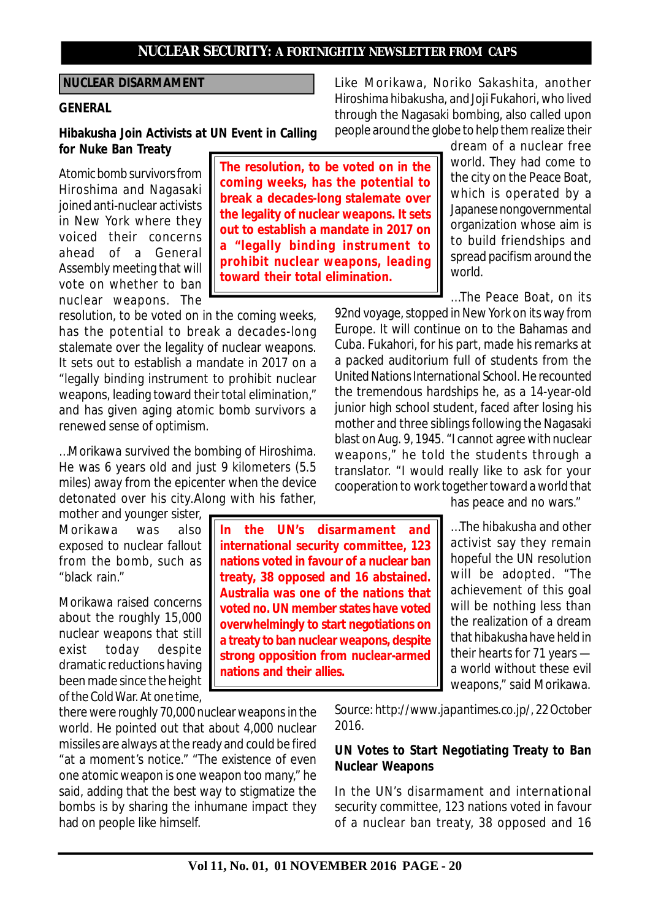## NUCLEAR DISARMAMENT

### GENERAL

### Hibakusha Join Activists at UN Event in Calling for Nuke Ban Treaty

Atomic bomb survivors from Hiroshima and Nagasaki joined anti-nuclear activists in New York where they voiced their concerns ahead of a General Assembly meeting that will vote on whether to ban nuclear weapons. The resolution, to be voted on in the coming weeks, has the potential to break a decades-long stalemate over the legality of nuclear weapons. It sets out to establish a mandate in 2017 on a "legally binding instrument to prohibit nuclear weapons, leading toward their total elimination," and has given aging atomic bomb survivors a renewed sense of optimism.

**The resolution, to be voted on in the coming weeks, has the potential to break a decades-long stalemate over the legality of nuclear weapons. It sets out to establish a mandate in 2017 on a "legally binding instrument to prohibit nuclear weapons, leading toward their total elimination.**

...Morikawa survived the bombing of Hiroshima. He was 6 years old and just 9 kilometers (5.5 miles) away from the epicenter when the device detonated over his city.Along with his father, mother and younger sister, Morikawa was also exposed to nuclear fallout from the bomb, such as "black rain."

Morikawa raised concerns about the roughly 15,000 nuclear weapons that still exist today despite dramatic reductions having been made since the height of the Cold War. At one time, there were roughly 70,000 nuclear weapons in the world. He pointed out that about 4,000 nuclear missiles are always at the ready and could be fired "at a moment's notice." "The existence of even one atomic weapon is one weapon too many," he said, adding that the best way to stigmatize the bombs is by sharing the inhumane impact they had on people like himself.

**In the UN's disarmament and international security committee, 123 nations voted in favour of a nuclear ban treaty, 38 opposed and 16 abstained. Australia was one of the nations that voted no. UN member states have voted overwhelmingly to start negotiations on a treaty to ban nuclear weapons, despite strong opposition from nuclear-armed nations and their allies.**

Like Morikawa, Noriko Sakashita, another Hiroshima hibakusha, and Joji Fukahori, who lived through the Nagasaki bombing, also called upon people around the globe to help them realize their dream of a nuclear free world. They had come to the city on the Peace Boat, which is operated by a Japanese nongovernmental organization whose aim is to build friendships and spread pacifism around the world.

...The Peace Boat, on its 92nd voyage, stopped in New York on its way from Europe. It will continue on to the Bahamas and Cuba. Fukahori, for his part, made his remarks at a packed auditorium full of students from the United Nations International School. He recounted the tremendous hardships he, as a 14-year-old junior high school student, faced after losing his mother and three siblings following the Nagasaki blast on Aug. 9, 1945. "I cannot agree with nuclear weapons," he told the students through a translator. "I would really like to ask for your cooperation to work together toward a world that has peace and no wars."

...The hibakusha and other activist say they remain hopeful the UN resolution will be adopted. "The achievement of this goal will be nothing less than the realization of a dream that hibakusha have held in their hearts for 71 years — a world without these evil weapons," said Morikawa.

Source: http://www.japantimes.co.jp/, 22 October 2016.

### UN Votes to Start Negotiating Treaty to Ban Nuclear Weapons

In the UN's disarmament and international security committee, 123 nations voted in favour of a nuclear ban treaty, 38 opposed and 16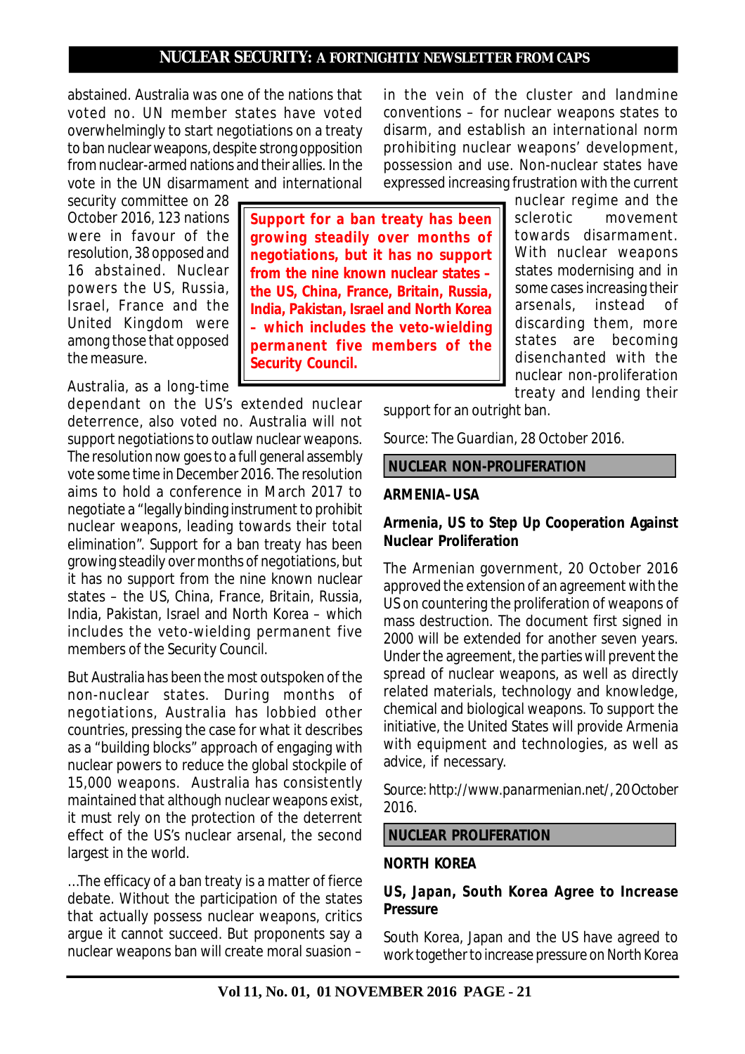abstained. Australia was one of the nations that voted no. UN member states have voted overwhelmingly to start negotiations on a treaty to ban nuclear weapons, despite strong opposition from nuclear-armed nations and their allies. In the vote in the UN disarmament and international security committee on 28 October 2016, 123 nations were in favour of the resolution, 38 opposed and 16 abstained. Nuclear powers the US, Russia, Israel, France and the United Kingdom were among those that opposed the measure.

> **Support for a ban treaty has been growing steadily over months of negotiations, but it has no support from the nine known nuclear states – the US, China, France, Britain, Russia, India, Pakistan, Israel and North Korea – which includes the veto-wielding permanent five members of the Security Council.**

Australia, as a long-time dependant on the US's extended nuclear deterrence, also voted no. Australia will not support negotiations to outlaw nuclear weapons. The resolution now goes to a full general assembly vote some time in December 2016. The resolution aims to hold a conference in March 2017 to negotiate a "legally binding instrument to prohibit nuclear weapons, leading towards their total elimination". Support for a ban treaty has been growing steadily over months of negotiations, but it has no support from the nine known nuclear states – the US, China, France, Britain, Russia, India, Pakistan, Israel and North Korea – which includes the veto-wielding permanent five members of the Security Council.

But Australia has been the most outspoken of the non-nuclear states. During months of negotiations, Australia has lobbied other countries, pressing the case for what it describes as a "building blocks" approach of engaging with nuclear powers to reduce the global stockpile of 15,000 weapons. Australia has consistently maintained that although nuclear weapons exist, it must rely on the protection of the deterrent effect of the US's nuclear arsenal, the second largest in the world.

...The efficacy of a ban treaty is a matter of fierce debate. Without the participation of the states that actually possess nuclear weapons, critics argue it cannot succeed. But proponents say a nuclear weapons ban will create moral suasion – in the vein of the cluster and landmine conventions – for nuclear weapons states to disarm, and establish an international norm prohibiting nuclear weapons' development, possession and use. Non-nuclear states have expressed increasing frustration with the current nuclear regime and the sclerotic movement towards disarmament. With nuclear weapons states modernising and in some cases increasing their arsenals, instead of discarding them, more states are becoming disenchanted with the nuclear non-proliferation treaty and lending their support for an outright ban.

Source: The Guardian, 28 October 2016.

## NUCLEAR NON-PROLIFERATION

### ARMENIA–USA

### Armenia, US to Step Up Cooperation Against Nuclear Proliferation

The Armenian government, 20 October 2016 approved the extension of an agreement with the US on countering the proliferation of weapons of mass destruction. The document first signed in 2000 will be extended for another seven years. Under the agreement, the parties will prevent the spread of nuclear weapons, as well as directly related materials, technology and knowledge, chemical and biological weapons. To support the initiative, the United States will provide Armenia with equipment and technologies, as well as advice, if necessary.

Source: http://www.panarmenian.net/, 20 October 2016.

## NUCLEAR PROLIFERATION

### NORTH KOREA

### US, Japan, South Korea Agree to Increase Pressure

South Korea, Japan and the US have agreed to work together to increase pressure on North Korea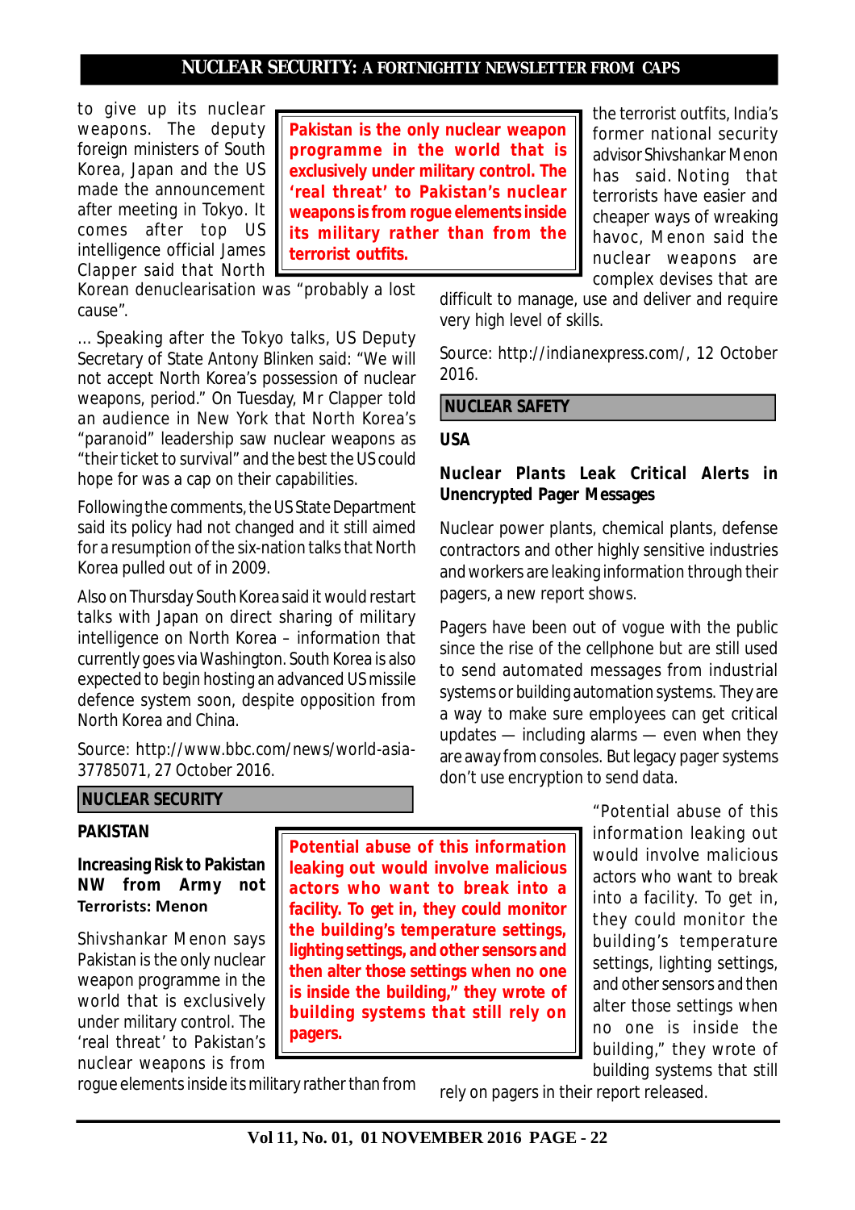to give up its nuclear weapons. The deputy foreign ministers of South Korea, Japan and the US made the announcement after meeting in Tokyo. It comes after top US intelligence official James Clapper said that North Korean denuclearisation was "probably a lost cause".

... Speaking after the Tokyo talks, US Deputy Secretary of State Antony Blinken said: "We will not accept North Korea's possession of nuclear weapons, period." On Tuesday, Mr Clapper told an audience in New York that North Korea's "paranoid" leadership saw nuclear weapons as "their ticket to survival" and the best the US could hope for was a cap on their capabilities.

Following the comments, the US State Department said its policy had not changed and it still aimed for a resumption of the six-nation talks that North Korea pulled out of in 2009.

Also on Thursday South Korea said it would restart talks with Japan on direct sharing of military intelligence on North Korea – information that currently goes via Washington. South Korea is also expected to begin hosting an advanced US missile defence system soon, despite opposition from North Korea and China.

Source: http://www.bbc.com/news/world-asia-37785071, 27 October 2016.

## NUCLEAR SECURITY

### PAKISTAN

#### Increasing Risk to Pakistan NW from Army not Terrorists: Menon

Shivshankar Menon says Pakistan is the only nuclear weapon programme in the world that is exclusively under military control. The 'real threat' to Pakistan's nuclear weapons is from rogue elements inside its military rather than from the terrorist outfits, India's former national security advisor Shivshankar Menon has said. Noting that terrorists have easier and cheaper ways of wreaking havoc, Menon said the nuclear weapons are complex devises that are difficult to manage, use and deliver and require very high level of skills.

> **Pakistan is the only nuclear weapon programme in the world that is exclusively under military control. The 'real threat' to Pakistan's nuclear weapons is from rogue elements inside its military rather than from the terrorist outfits.**

Source: http://indianexpress.com/, 12 October 2016.

## NUCLEAR SAFETY

### USA

#### Nuclear Plants Leak Critical Alerts in Unencrypted Pager Messages

Nuclear power plants, chemical plants, defense contractors and other highly sensitive industries and workers are leaking information through their pagers, a new report shows.

Pagers have been out of vogue with the public since the rise of the cellphone but are still used to send automated messages from industrial systems or building automation systems. They are a way to make sure employees can get critical updates — including alarms — even when they are away from consoles. But legacy pager systems don't use encryption to send data.

"Potential abuse of this information leaking out would involve malicious actors who want to break into a facility. To get in, they could monitor the building's temperature settings, lighting settings, and other sensors and then alter those settings when no one is inside the building," they wrote of building systems that still rely on pagers in their report released.

> **Potential abuse of this information leaking out would involve malicious actors who want to break into a facility. To get in, they could monitor the building's temperature settings, lighting settings, and other sensors and then alter those settings when no one is inside the building," they wrote of building systems that still rely on pagers.**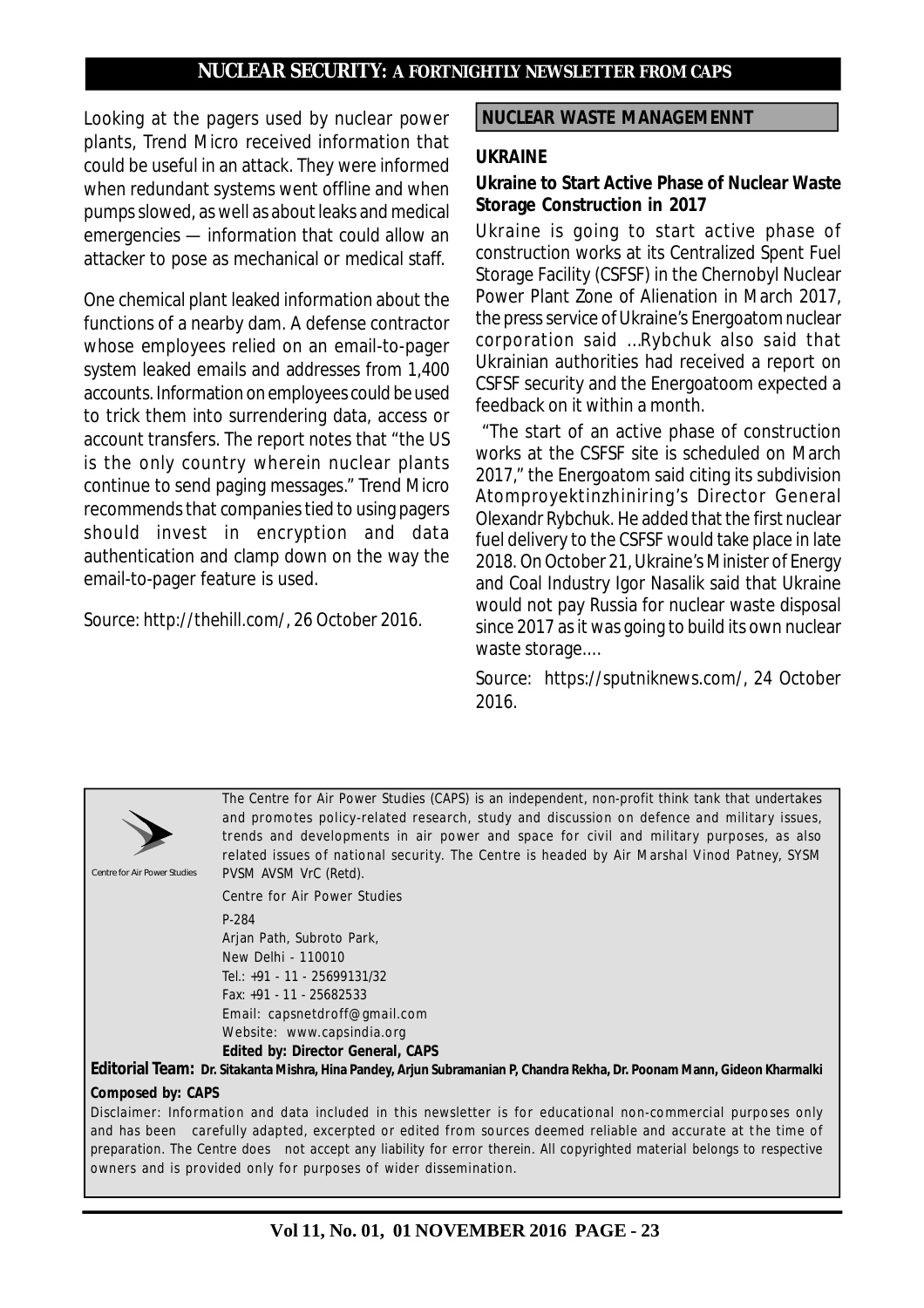Looking at the pagers used by nuclear power plants, Trend Micro received information that could be useful in an attack. They were informed when redundant systems went offline and when pumps slowed, as well as about leaks and medical emergencies — information that could allow an attacker to pose as mechanical or medical staff.

One chemical plant leaked information about the functions of a nearby dam. A defense contractor whose employees relied on an email-to-pager system leaked emails and addresses from 1,400 accounts. Information on employees could be used to trick them into surrendering data, access or account transfers. The report notes that "the US is the only country wherein nuclear plants continue to send paging messages." Trend Micro recommends that companies tied to using pagers should invest in encryption and data authentication and clamp down on the way the email-to-pager feature is used.

Source: http://thehill.com/, 26 October 2016.

## NUCLEAR WASTE MANAGEMENNT

### UKRAINE

**Ukraine to Start Active Phase of Nuclear Waste Storage Construction in 2017**

Ukraine is going to start active phase of construction works at its Centralized Spent Fuel Storage Facility (CSFSF) in the Chernobyl Nuclear Power Plant Zone of Alienation in March 2017, the press service of Ukraine's Energoatom nuclear corporation said …Rybchuk also said that Ukrainian authorities had received a report on CSFSF security and the Energoatoom expected a feedback on it within a month.

"The start of an active phase of construction works at the CSFSF site is scheduled on March 2017," the Energoatom said citing its subdivision Atomproyektinzhiniring's Director General Olexandr Rybchuk. He added that the first nuclear fuel delivery to the CSFSF would take place in late 2018. On October 21, Ukraine's Minister of Energy and Coal Industry Igor Nasalik said that Ukraine would not pay Russia for nuclear waste disposal since 2017 as it was going to build its own nuclear waste storage….

Source: https://sputniknews.com/, 24 October 2016.

Centre for Air Power Studies

The Centre for Air Power Studies (CAPS) is an independent, non-profit think tank that undertakes and promotes policy-related research, study and discussion on defence and military issues, trends and developments in air power and space for civil and military purposes, as also related issues of national security. The Centre is headed by Air Marshal Vinod Patney, SYSM PVSM AVSM VrC (Retd).

Centre for Air Power Studies
P-284
Arjan Path, Subroto Park,
New Delhi - 110010
Tel.: +91 - 11 - 25699131/32
Fax: +91 - 11 - 25682533
Email: capsnetdroff@gmail.com
Website: www.capsindia.org

**Edited by: Director General, CAPS**

**Editorial Team: Dr. Sitakanta Mishra, Hina Pandey, Arjun Subramanian P, Chandra Rekha, Dr. Poonam Mann, Gideon Kharmalki**

**Composed by: CAPS**

Disclaimer: Information and data included in this newsletter is for educational non-commercial purposes only and has been carefully adapted, excerpted or edited from sources deemed reliable and accurate at the time of preparation. The Centre does not accept any liability for error therein. All copyrighted material belongs to respective owners and is provided only for purposes of wider dissemination.